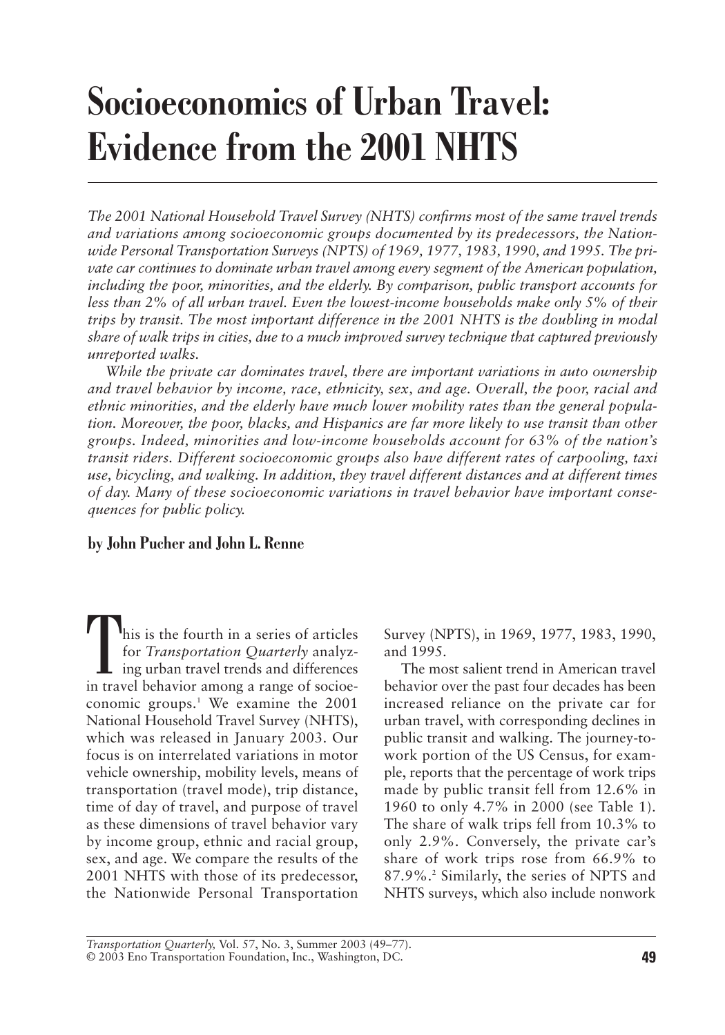# Socioeconomics of Urban Travel: Evidence from the 2001 NHTS

*The 2001 National Household Travel Survey (NHTS) confirms most of the same travel trends and variations among socioeconomic groups documented by its predecessors, the Nationwide Personal Transportation Surveys (NPTS) of 1969, 1977, 1983, 1990, and 1995. The private car continues to dominate urban travel among every segment of the American population, including the poor, minorities, and the elderly. By comparison, public transport accounts for less than 2% of all urban travel. Even the lowest-income households make only 5% of their trips by transit. The most important difference in the 2001 NHTS is the doubling in modal share of walk trips in cities, due to a much improved survey technique that captured previously unreported walks.*

*While the private car dominates travel, there are important variations in auto ownership and travel behavior by income, race, ethnicity, sex, and age. Overall, the poor, racial and ethnic minorities, and the elderly have much lower mobility rates than the general population. Moreover, the poor, blacks, and Hispanics are far more likely to use transit than other groups. Indeed, minorities and low-income households account for 63% of the nation's transit riders. Different socioeconomic groups also have different rates of carpooling, taxi use, bicycling, and walking. In addition, they travel different distances and at different times of day. Many of these socioeconomic variations in travel behavior have important consequences for public policy.*

**by John Pucher and John L. Renne**

This is the fourth in a series of articles for *Transportation Quarterly* analyzing urban travel trends and differences in travel behavior among a range of socioeconomic groups.[1] We examine the 2001 National Household Travel Survey (NHTS), which was released in January 2003. Our focus is on interrelated variations in motor vehicle ownership, mobility levels, means of transportation (travel mode), trip distance, time of day of travel, and purpose of travel as these dimensions of travel behavior vary by income group, ethnic and racial group, sex, and age. We compare the results of the 2001 NHTS with those of its predecessor, the Nationwide Personal Transportation Survey (NPTS), in 1969, 1977, 1983, 1990, and 1995.

The most salient trend in American travel behavior over the past four decades has been increased reliance on the private car for urban travel, with corresponding declines in public transit and walking. The journey-to-work portion of the US Census, for example, reports that the percentage of work trips made by public transit fell from 12.6% in 1960 to only 4.7% in 2000 (see Table 1). The share of walk trips fell from 10.3% to only 2.9%. Conversely, the private car's share of work trips rose from 66.9% to 87.9%.[2] Similarly, the series of NPTS and NHTS surveys, which also include nonwork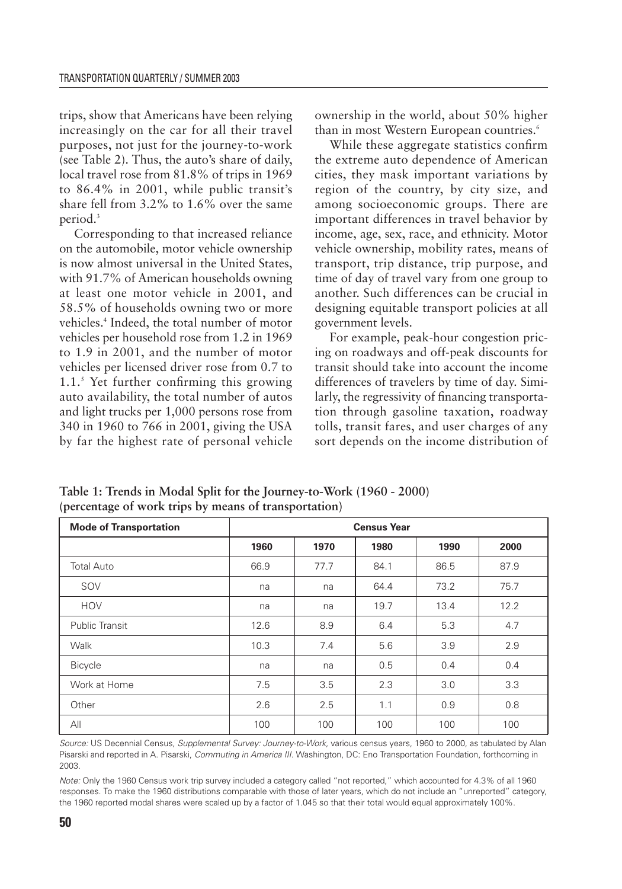trips, show that Americans have been relying increasingly on the car for all their travel purposes, not just for the journey-to-work (see Table 2). Thus, the auto's share of daily, local travel rose from 81.8% of trips in 1969 to 86.4% in 2001, while public transit's share fell from 3.2% to 1.6% over the same period.[3]

Corresponding to that increased reliance on the automobile, motor vehicle ownership is now almost universal in the United States, with 91.7% of American households owning at least one motor vehicle in 2001, and 58.5% of households owning two or more vehicles.[4] Indeed, the total number of motor vehicles per household rose from 1.2 in 1969 to 1.9 in 2001, and the number of motor vehicles per licensed driver rose from 0.7 to 1.1.[5] Yet further confirming this growing auto availability, the total number of autos and light trucks per 1,000 persons rose from 340 in 1960 to 766 in 2001, giving the USA by far the highest rate of personal vehicle ownership in the world, about 50% higher than in most Western European countries.[6]

While these aggregate statistics confirm the extreme auto dependence of American cities, they mask important variations by region of the country, by city size, and among socioeconomic groups. There are important differences in travel behavior by income, age, sex, race, and ethnicity. Motor vehicle ownership, mobility rates, means of transport, trip distance, trip purpose, and time of day of travel vary from one group to another. Such differences can be crucial in designing equitable transport policies at all government levels.

For example, peak-hour congestion pricing on roadways and off-peak discounts for transit should take into account the income differences of travelers by time of day. Similarly, the regressivity of financing transportation through gasoline taxation, roadway tolls, transit fares, and user charges of any sort depends on the income distribution of

**Table 1: Trends in Modal Split for the Journey-to-Work (1960 - 2000)**
**(percentage of work trips by means of transportation)**

| **Mode of Transportation** | **Census Year** | | | | |
|---|---|---|---|---|---|
| | **1960** | **1970** | **1980** | **1990** | **2000** |
| Total Auto | 66.9 | 77.7 | 84.1 | 86.5 | 87.9 |
| SOV | na | na | 64.4 | 73.2 | 75.7 |
| HOV | na | na | 19.7 | 13.4 | 12.2 |
| Public Transit | 12.6 | 8.9 | 6.4 | 5.3 | 4.7 |
| Walk | 10.3 | 7.4 | 5.6 | 3.9 | 2.9 |
| Bicycle | na | na | 0.5 | 0.4 | 0.4 |
| Work at Home | 7.5 | 3.5 | 2.3 | 3.0 | 3.3 |
| Other | 2.6 | 2.5 | 1.1 | 0.9 | 0.8 |
| All | 100 | 100 | 100 | 100 | 100 |

*Source:* US Decennial Census, *Supplemental Survey: Journey-to-Work,* various census years, 1960 to 2000, as tabulated by Alan Pisarski and reported in A. Pisarski, *Commuting in America III*. Washington, DC: Eno Transportation Foundation, forthcoming in 2003.

*Note:* Only the 1960 Census work trip survey included a category called "not reported," which accounted for 4.3% of all 1960 responses. To make the 1960 distributions comparable with those of later years, which do not include an "unreported" category, the 1960 reported modal shares were scaled up by a factor of 1.045 so that their total would equal approximately 100%.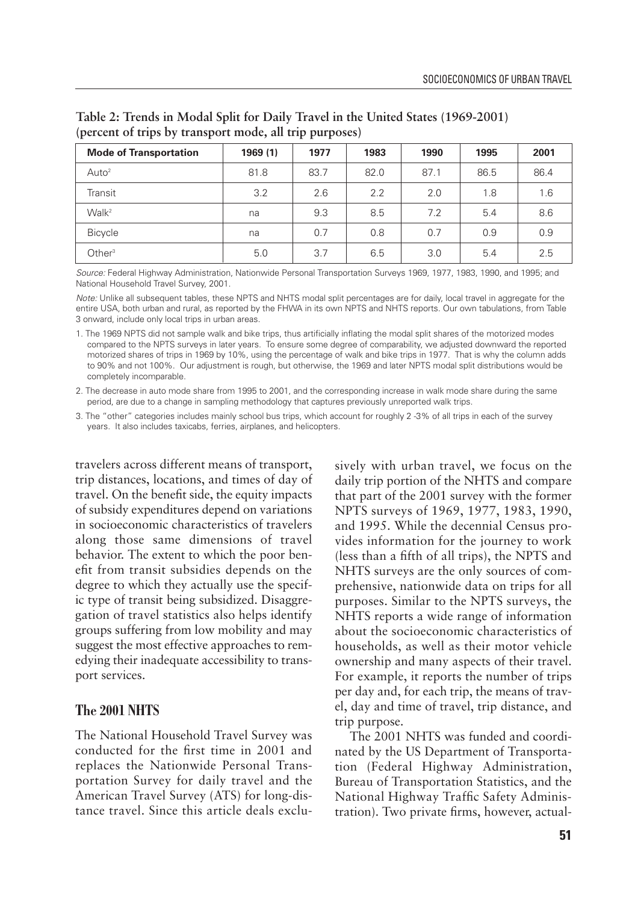**Table 2: Trends in Modal Split for Daily Travel in the United States (1969-2001) (percent of trips by transport mode, all trip purposes)**

| Mode of Transportation | 1969 (1) | 1977 | 1983 | 1990 | 1995 | 2001 |
|---|---|---|---|---|---|---|
| Auto[2] | 81.8 | 83.7 | 82.0 | 87.1 | 86.5 | 86.4 |
| Transit | 3.2 | 2.6 | 2.2 | 2.0 | 1.8 | 1.6 |
| Walk[2] | na | 9.3 | 8.5 | 7.2 | 5.4 | 8.6 |
| Bicycle | na | 0.7 | 0.8 | 0.7 | 0.9 | 0.9 |
| Other[3] | 5.0 | 3.7 | 6.5 | 3.0 | 5.4 | 2.5 |

*Source:* Federal Highway Administration, Nationwide Personal Transportation Surveys 1969, 1977, 1983, 1990, and 1995; and National Household Travel Survey, 2001.

*Note:* Unlike all subsequent tables, these NPTS and NHTS modal split percentages are for daily, local travel in aggregate for the entire USA, both urban and rural, as reported by the FHWA in its own NPTS and NHTS reports. Our own tabulations, from Table 3 onward, include only local trips in urban areas.

1. The 1969 NPTS did not sample walk and bike trips, thus artificially inflating the modal split shares of the motorized modes compared to the NPTS surveys in later years. To ensure some degree of comparability, we adjusted downward the reported motorized shares of trips in 1969 by 10%, using the percentage of walk and bike trips in 1977. That is why the column adds to 90% and not 100%. Our adjustment is rough, but otherwise, the 1969 and later NPTS modal split distributions would be completely incomparable.

2. The decrease in auto mode share from 1995 to 2001, and the corresponding increase in walk mode share during the same period, are due to a change in sampling methodology that captures previously unreported walk trips.

3. The "other" categories includes mainly school bus trips, which account for roughly 2 -3% of all trips in each of the survey years. It also includes taxicabs, ferries, airplanes, and helicopters.

travelers across different means of transport, trip distances, locations, and times of day of travel. On the benefit side, the equity impacts of subsidy expenditures depend on variations in socioeconomic characteristics of travelers along those same dimensions of travel behavior. The extent to which the poor benefit from transit subsidies depends on the degree to which they actually use the specific type of transit being subsidized. Disaggregation of travel statistics also helps identify groups suffering from low mobility and may suggest the most effective approaches to remedying their inadequate accessibility to transport services.

## The 2001 NHTS

The National Household Travel Survey was conducted for the first time in 2001 and replaces the Nationwide Personal Transportation Survey for daily travel and the American Travel Survey (ATS) for long-distance travel. Since this article deals exclusively with urban travel, we focus on the daily trip portion of the NHTS and compare that part of the 2001 survey with the former NPTS surveys of 1969, 1977, 1983, 1990, and 1995. While the decennial Census provides information for the journey to work (less than a fifth of all trips), the NPTS and NHTS surveys are the only sources of comprehensive, nationwide data on trips for all purposes. Similar to the NPTS surveys, the NHTS reports a wide range of information about the socioeconomic characteristics of households, as well as their motor vehicle ownership and many aspects of their travel. For example, it reports the number of trips per day and, for each trip, the means of travel, day and time of travel, trip distance, and trip purpose.

The 2001 NHTS was funded and coordinated by the US Department of Transportation (Federal Highway Administration, Bureau of Transportation Statistics, and the National Highway Traffic Safety Administration). Two private firms, however, actual-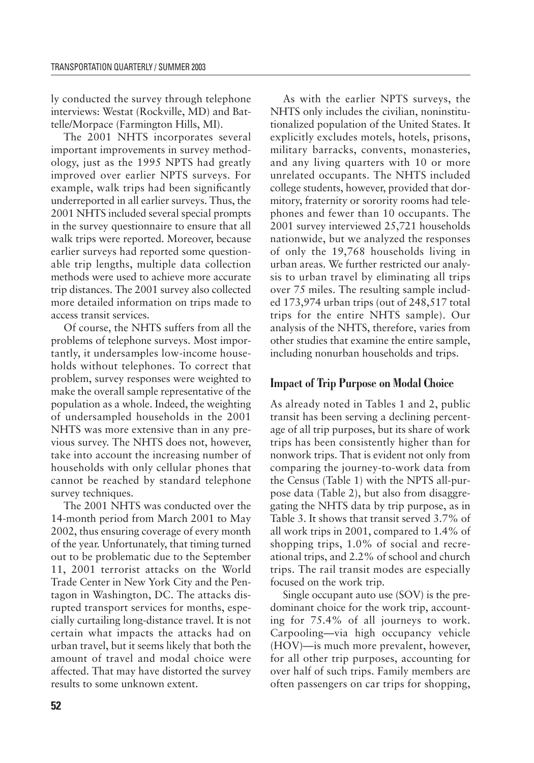ly conducted the survey through telephone interviews: Westat (Rockville, MD) and Battelle/Morpace (Farmington Hills, MI).

The 2001 NHTS incorporates several important improvements in survey methodology, just as the 1995 NPTS had greatly improved over earlier NPTS surveys. For example, walk trips had been significantly underreported in all earlier surveys. Thus, the 2001 NHTS included several special prompts in the survey questionnaire to ensure that all walk trips were reported. Moreover, because earlier surveys had reported some questionable trip lengths, multiple data collection methods were used to achieve more accurate trip distances. The 2001 survey also collected more detailed information on trips made to access transit services.

Of course, the NHTS suffers from all the problems of telephone surveys. Most importantly, it undersamples low-income households without telephones. To correct that problem, survey responses were weighted to make the overall sample representative of the population as a whole. Indeed, the weighting of undersampled households in the 2001 NHTS was more extensive than in any previous survey. The NHTS does not, however, take into account the increasing number of households with only cellular phones that cannot be reached by standard telephone survey techniques.

The 2001 NHTS was conducted over the 14-month period from March 2001 to May 2002, thus ensuring coverage of every month of the year. Unfortunately, that timing turned out to be problematic due to the September 11, 2001 terrorist attacks on the World Trade Center in New York City and the Pentagon in Washington, DC. The attacks disrupted transport services for months, especially curtailing long-distance travel. It is not certain what impacts the attacks had on urban travel, but it seems likely that both the amount of travel and modal choice were affected. That may have distorted the survey results to some unknown extent.

As with the earlier NPTS surveys, the NHTS only includes the civilian, noninstitutionalized population of the United States. It explicitly excludes motels, hotels, prisons, military barracks, convents, monasteries, and any living quarters with 10 or more unrelated occupants. The NHTS included college students, however, provided that dormitory, fraternity or sorority rooms had telephones and fewer than 10 occupants. The 2001 survey interviewed 25,721 households nationwide, but we analyzed the responses of only the 19,768 households living in urban areas. We further restricted our analysis to urban travel by eliminating all trips over 75 miles. The resulting sample included 173,974 urban trips (out of 248,517 total trips for the entire NHTS sample). Our analysis of the NHTS, therefore, varies from other studies that examine the entire sample, including nonurban households and trips.

## Impact of Trip Purpose on Modal Choice

As already noted in Tables 1 and 2, public transit has been serving a declining percentage of all trip purposes, but its share of work trips has been consistently higher than for nonwork trips. That is evident not only from comparing the journey-to-work data from the Census (Table 1) with the NPTS all-purpose data (Table 2), but also from disaggregating the NHTS data by trip purpose, as in Table 3. It shows that transit served 3.7% of all work trips in 2001, compared to 1.4% of shopping trips, 1.0% of social and recreational trips, and 2.2% of school and church trips. The rail transit modes are especially focused on the work trip.

Single occupant auto use (SOV) is the predominant choice for the work trip, accounting for 75.4% of all journeys to work. Carpooling—via high occupancy vehicle (HOV)—is much more prevalent, however, for all other trip purposes, accounting for over half of such trips. Family members are often passengers on car trips for shopping,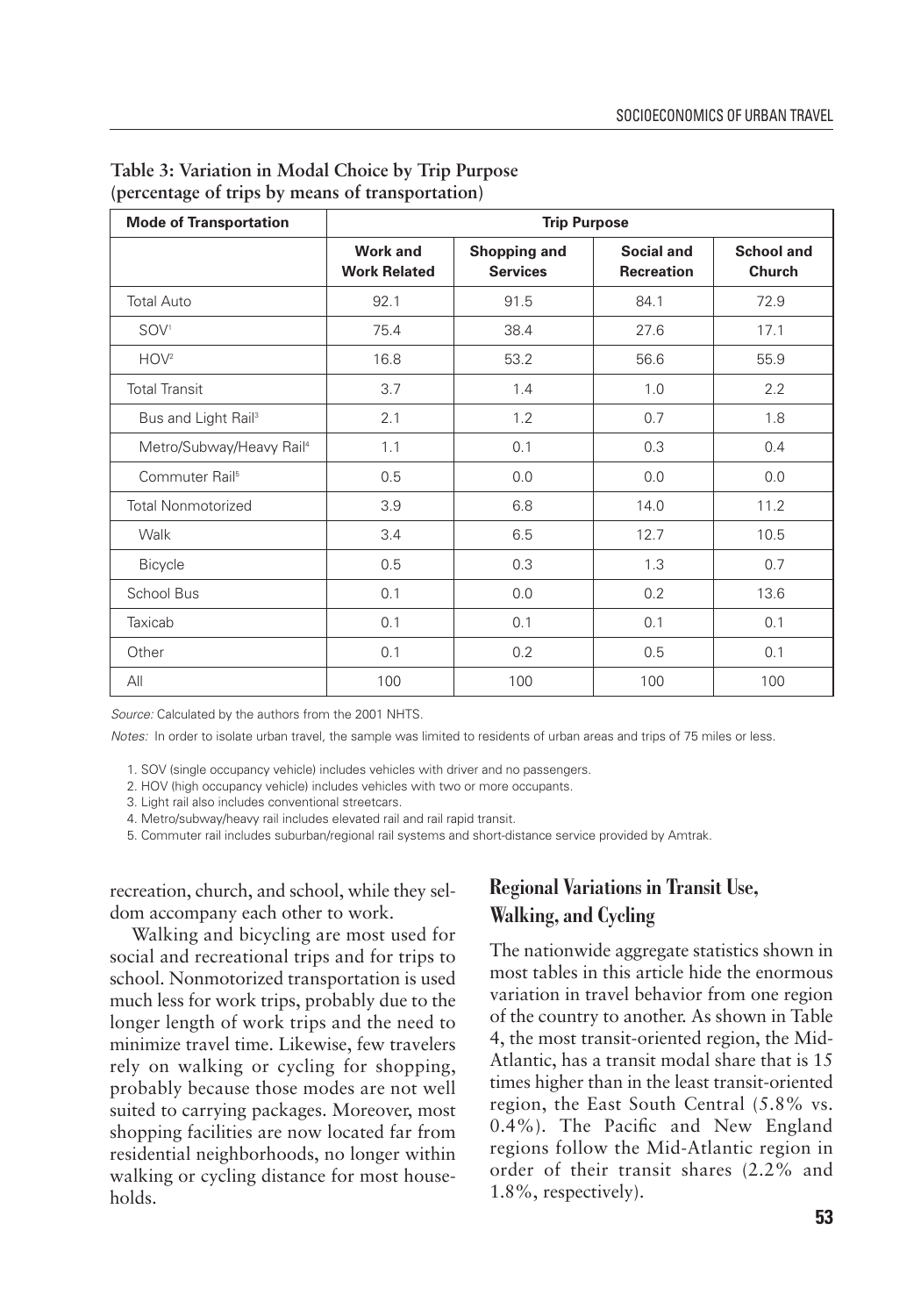**Table 3: Variation in Modal Choice by Trip Purpose (percentage of trips by means of transportation)**

| Mode of Transportation | Trip Purpose | | | |
|---|---|---|---|---|
| | Work and Work Related | Shopping and Services | Social and Recreation | School and Church |
| Total Auto | 92.1 | 91.5 | 84.1 | 72.9 |
| SOV[1] | 75.4 | 38.4 | 27.6 | 17.1 |
| HOV[2] | 16.8 | 53.2 | 56.6 | 55.9 |
| Total Transit | 3.7 | 1.4 | 1.0 | 2.2 |
| Bus and Light Rail[3] | 2.1 | 1.2 | 0.7 | 1.8 |
| Metro/Subway/Heavy Rail[4] | 1.1 | 0.1 | 0.3 | 0.4 |
| Commuter Rail[5] | 0.5 | 0.0 | 0.0 | 0.0 |
| Total Nonmotorized | 3.9 | 6.8 | 14.0 | 11.2 |
| Walk | 3.4 | 6.5 | 12.7 | 10.5 |
| Bicycle | 0.5 | 0.3 | 1.3 | 0.7 |
| School Bus | 0.1 | 0.0 | 0.2 | 13.6 |
| Taxicab | 0.1 | 0.1 | 0.1 | 0.1 |
| Other | 0.1 | 0.2 | 0.5 | 0.1 |
| All | 100 | 100 | 100 | 100 |

*Source:* Calculated by the authors from the 2001 NHTS.

*Notes:* In order to isolate urban travel, the sample was limited to residents of urban areas and trips of 75 miles or less.

1. SOV (single occupancy vehicle) includes vehicles with driver and no passengers.
2. HOV (high occupancy vehicle) includes vehicles with two or more occupants.
3. Light rail also includes conventional streetcars.
4. Metro/subway/heavy rail includes elevated rail and rail rapid transit.
5. Commuter rail includes suburban/regional rail systems and short-distance service provided by Amtrak.

recreation, church, and school, while they seldom accompany each other to work.

Walking and bicycling are most used for social and recreational trips and for trips to school. Nonmotorized transportation is used much less for work trips, probably due to the longer length of work trips and the need to minimize travel time. Likewise, few travelers rely on walking or cycling for shopping, probably because those modes are not well suited to carrying packages. Moreover, most shopping facilities are now located far from residential neighborhoods, no longer within walking or cycling distance for most households.

## Regional Variations in Transit Use, Walking, and Cycling

The nationwide aggregate statistics shown in most tables in this article hide the enormous variation in travel behavior from one region of the country to another. As shown in Table 4, the most transit-oriented region, the Mid-Atlantic, has a transit modal share that is 15 times higher than in the least transit-oriented region, the East South Central (5.8% vs. 0.4%). The Pacific and New England regions follow the Mid-Atlantic region in order of their transit shares (2.2% and 1.8%, respectively).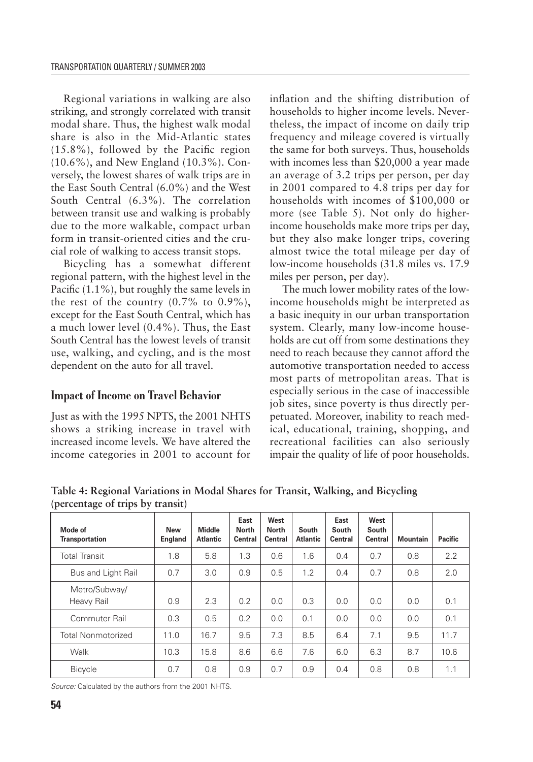Regional variations in walking are also striking, and strongly correlated with transit modal share. Thus, the highest walk modal share is also in the Mid-Atlantic states (15.8%), followed by the Pacific region (10.6%), and New England (10.3%). Conversely, the lowest shares of walk trips are in the East South Central (6.0%) and the West South Central (6.3%). The correlation between transit use and walking is probably due to the more walkable, compact urban form in transit-oriented cities and the crucial role of walking to access transit stops.

Bicycling has a somewhat different regional pattern, with the highest level in the Pacific (1.1%), but roughly the same levels in the rest of the country (0.7% to 0.9%), except for the East South Central, which has a much lower level (0.4%). Thus, the East South Central has the lowest levels of transit use, walking, and cycling, and is the most dependent on the auto for all travel.

## Impact of Income on Travel Behavior

Just as with the 1995 NPTS, the 2001 NHTS shows a striking increase in travel with increased income levels. We have altered the income categories in 2001 to account for inflation and the shifting distribution of households to higher income levels. Nevertheless, the impact of income on daily trip frequency and mileage covered is virtually the same for both surveys. Thus, households with incomes less than $20,000 a year made an average of 3.2 trips per person, per day in 2001 compared to 4.8 trips per day for households with incomes of $100,000 or more (see Table 5). Not only do higher-income households make more trips per day, but they also make longer trips, covering almost twice the total mileage per day of low-income households (31.8 miles vs. 17.9 miles per person, per day).

The much lower mobility rates of the low-income households might be interpreted as a basic inequity in our urban transportation system. Clearly, many low-income households are cut off from some destinations they need to reach because they cannot afford the automotive transportation needed to access most parts of metropolitan areas. That is especially serious in the case of inaccessible job sites, since poverty is thus directly perpetuated. Moreover, inability to reach medical, educational, training, shopping, and recreational facilities can also seriously impair the quality of life of poor households.

**Table 4: Regional Variations in Modal Shares for Transit, Walking, and Bicycling (percentage of trips by transit)**

| Mode of Transportation | New England | Middle Atlantic | East North Central | West North Central | South Atlantic | East South Central | West South Central | Mountain | Pacific |
|---|---|---|---|---|---|---|---|---|---|
| Total Transit | 1.8 | 5.8 | 1.3 | 0.6 | 1.6 | 0.4 | 0.7 | 0.8 | 2.2 |
| Bus and Light Rail | 0.7 | 3.0 | 0.9 | 0.5 | 1.2 | 0.4 | 0.7 | 0.8 | 2.0 |
| Metro/Subway/ Heavy Rail | 0.9 | 2.3 | 0.2 | 0.0 | 0.3 | 0.0 | 0.0 | 0.0 | 0.1 |
| Commuter Rail | 0.3 | 0.5 | 0.2 | 0.0 | 0.1 | 0.0 | 0.0 | 0.0 | 0.1 |
| Total Nonmotorized | 11.0 | 16.7 | 9.5 | 7.3 | 8.5 | 6.4 | 7.1 | 9.5 | 11.7 |
| Walk | 10.3 | 15.8 | 8.6 | 6.6 | 7.6 | 6.0 | 6.3 | 8.7 | 10.6 |
| Bicycle | 0.7 | 0.8 | 0.9 | 0.7 | 0.9 | 0.4 | 0.8 | 0.8 | 1.1 |

*Source:* Calculated by the authors from the 2001 NHTS.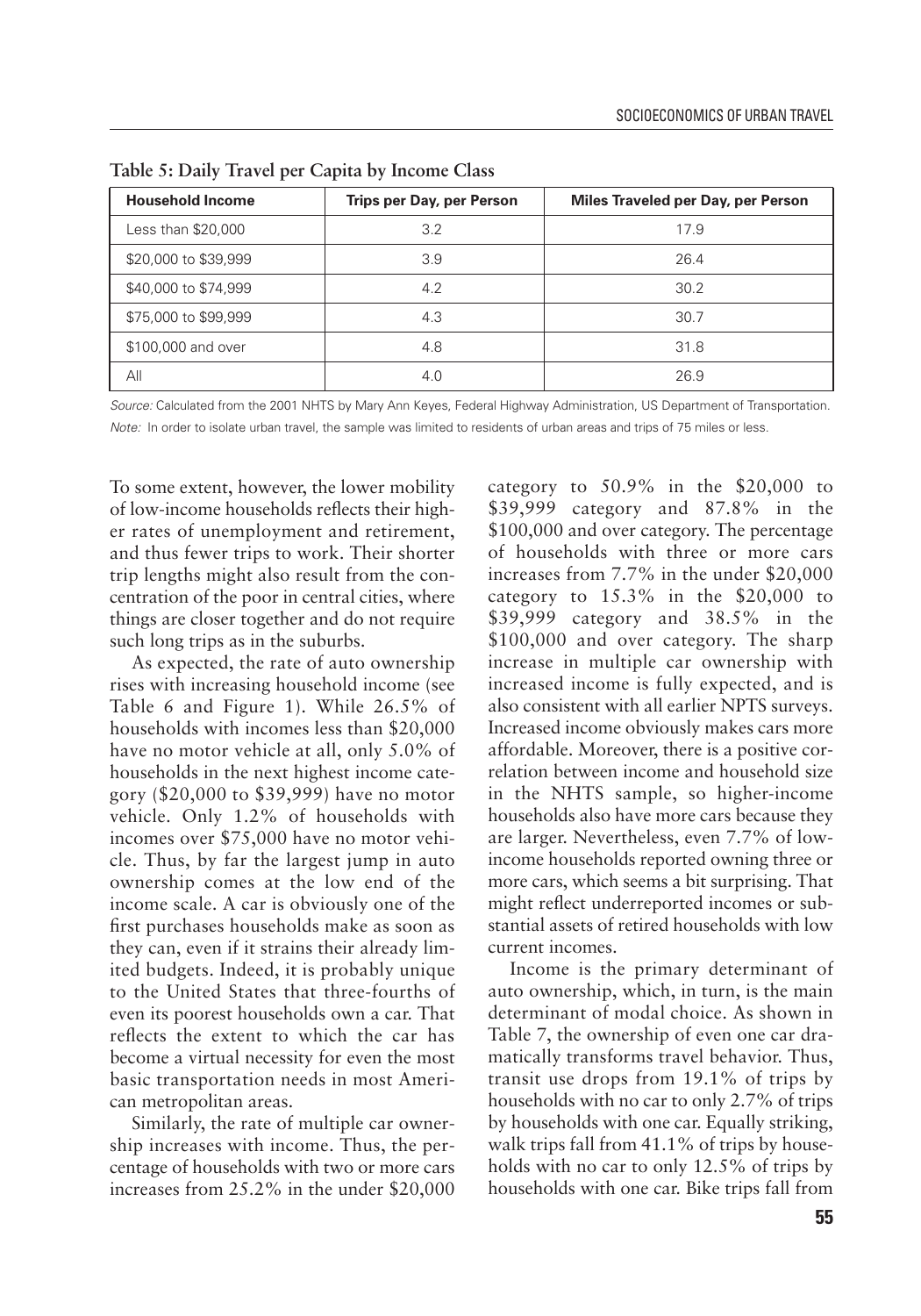**Table 5: Daily Travel per Capita by Income Class**

| Household Income | Trips per Day, per Person | Miles Traveled per Day, per Person |
|---|---|---|
| Less than $20,000 | 3.2 | 17.9 |
| $20,000 to $39,999 | 3.9 | 26.4 |
| $40,000 to $74,999 | 4.2 | 30.2 |
| $75,000 to $99,999 | 4.3 | 30.7 |
| $100,000 and over | 4.8 | 31.8 |
| All | 4.0 | 26.9 |

*Source:* Calculated from the 2001 NHTS by Mary Ann Keyes, Federal Highway Administration, US Department of Transportation.
*Note:* In order to isolate urban travel, the sample was limited to residents of urban areas and trips of 75 miles or less.

To some extent, however, the lower mobility of low-income households reflects their higher rates of unemployment and retirement, and thus fewer trips to work. Their shorter trip lengths might also result from the concentration of the poor in central cities, where things are closer together and do not require such long trips as in the suburbs.

As expected, the rate of auto ownership rises with increasing household income (see Table 6 and Figure 1). While 26.5% of households with incomes less than $20,000 have no motor vehicle at all, only 5.0% of households in the next highest income category ($20,000 to $39,999) have no motor vehicle. Only 1.2% of households with incomes over $75,000 have no motor vehicle. Thus, by far the largest jump in auto ownership comes at the low end of the income scale. A car is obviously one of the first purchases households make as soon as they can, even if it strains their already limited budgets. Indeed, it is probably unique to the United States that three-fourths of even its poorest households own a car. That reflects the extent to which the car has become a virtual necessity for even the most basic transportation needs in most American metropolitan areas.

Similarly, the rate of multiple car ownership increases with income. Thus, the percentage of households with two or more cars increases from 25.2% in the under $20,000 category to 50.9% in the $20,000 to $39,999 category and 87.8% in the $100,000 and over category. The percentage of households with three or more cars increases from 7.7% in the under $20,000 category to 15.3% in the $20,000 to $39,999 category and 38.5% in the $100,000 and over category. The sharp increase in multiple car ownership with increased income is fully expected, and is also consistent with all earlier NPTS surveys. Increased income obviously makes cars more affordable. Moreover, there is a positive correlation between income and household size in the NHTS sample, so higher-income households also have more cars because they are larger. Nevertheless, even 7.7% of low-income households reported owning three or more cars, which seems a bit surprising. That might reflect underreported incomes or substantial assets of retired households with low current incomes.

Income is the primary determinant of auto ownership, which, in turn, is the main determinant of modal choice. As shown in Table 7, the ownership of even one car dramatically transforms travel behavior. Thus, transit use drops from 19.1% of trips by households with no car to only 2.7% of trips by households with one car. Equally striking, walk trips fall from 41.1% of trips by households with no car to only 12.5% of trips by households with one car. Bike trips fall from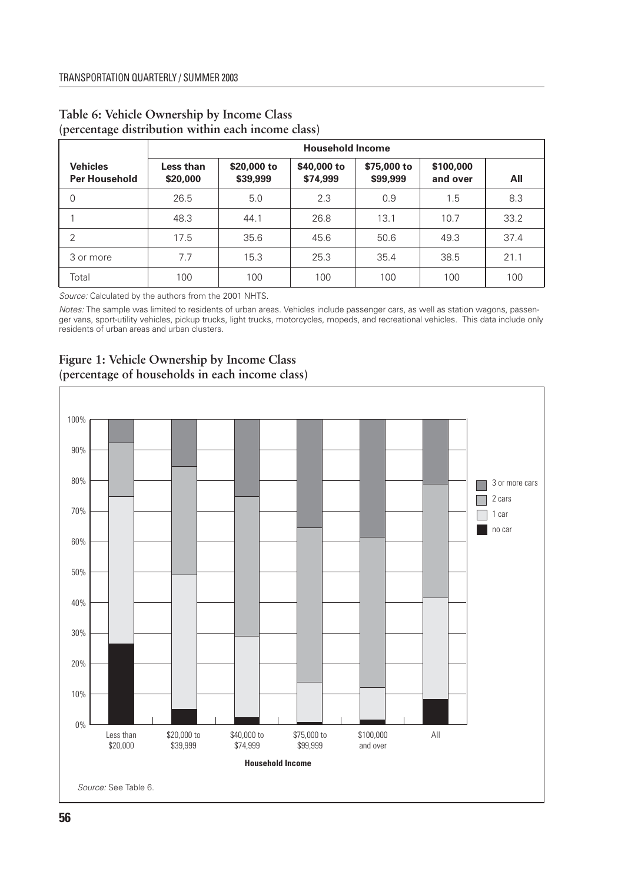**Table 6: Vehicle Ownership by Income Class (percentage distribution within each income class)**

| Vehicles Per Household | Household Income | | | | | |
|---|---|---|---|---|---|---|
| | Less than $20,000 | $20,000 to $39,999 | $40,000 to $74,999 | $75,000 to $99,999 | $100,000 and over | All |
| 0 | 26.5 | 5.0 | 2.3 | 0.9 | 1.5 | 8.3 |
| 1 | 48.3 | 44.1 | 26.8 | 13.1 | 10.7 | 33.2 |
| 2 | 17.5 | 35.6 | 45.6 | 50.6 | 49.3 | 37.4 |
| 3 or more | 7.7 | 15.3 | 25.3 | 35.4 | 38.5 | 21.1 |
| Total | 100 | 100 | 100 | 100 | 100 | 100 |

*Source:* Calculated by the authors from the 2001 NHTS.

*Notes:* The sample was limited to residents of urban areas. Vehicles include passenger cars, as well as station wagons, passenger vans, sport-utility vehicles, pickup trucks, light trucks, motorcycles, mopeds, and recreational vehicles. This data include only residents of urban areas and urban clusters.

**Figure 1: Vehicle Ownership by Income Class (percentage of households in each income class)**

*Source:* See Table 6.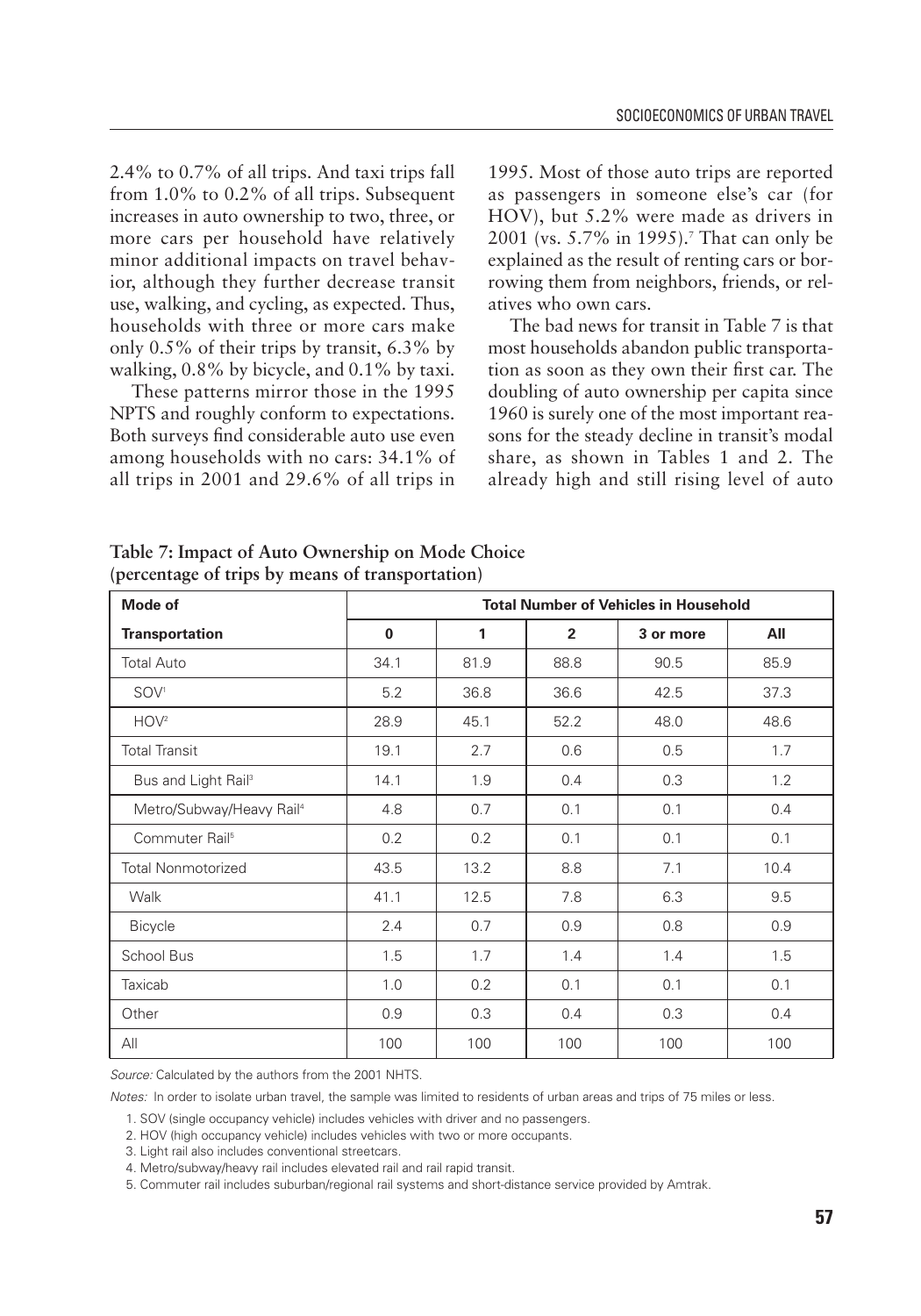2.4% to 0.7% of all trips. And taxi trips fall from 1.0% to 0.2% of all trips. Subsequent increases in auto ownership to two, three, or more cars per household have relatively minor additional impacts on travel behavior, although they further decrease transit use, walking, and cycling, as expected. Thus, households with three or more cars make only 0.5% of their trips by transit, 6.3% by walking, 0.8% by bicycle, and 0.1% by taxi.

These patterns mirror those in the 1995 NPTS and roughly conform to expectations. Both surveys find considerable auto use even among households with no cars: 34.1% of all trips in 2001 and 29.6% of all trips in 1995. Most of those auto trips are reported as passengers in someone else's car (for HOV), but 5.2% were made as drivers in 2001 (vs. 5.7% in 1995).[7] That can only be explained as the result of renting cars or borrowing them from neighbors, friends, or relatives who own cars.

The bad news for transit in Table 7 is that most households abandon public transportation as soon as they own their first car. The doubling of auto ownership per capita since 1960 is surely one of the most important reasons for the steady decline in transit's modal share, as shown in Tables 1 and 2. The already high and still rising level of auto

**Table 7: Impact of Auto Ownership on Mode Choice (percentage of trips by means of transportation)**

| Mode of | Total Number of Vehicles in Household | | | | |
|---|---|---|---|---|---|
| **Transportation** | **0** | **1** | **2** | **3 or more** | **All** |
| Total Auto | 34.1 | 81.9 | 88.8 | 90.5 | 85.9 |
| SOV[1] | 5.2 | 36.8 | 36.6 | 42.5 | 37.3 |
| HOV[2] | 28.9 | 45.1 | 52.2 | 48.0 | 48.6 |
| Total Transit | 19.1 | 2.7 | 0.6 | 0.5 | 1.7 |
| Bus and Light Rail[3] | 14.1 | 1.9 | 0.4 | 0.3 | 1.2 |
| Metro/Subway/Heavy Rail[4] | 4.8 | 0.7 | 0.1 | 0.1 | 0.4 |
| Commuter Rail[5] | 0.2 | 0.2 | 0.1 | 0.1 | 0.1 |
| Total Nonmotorized | 43.5 | 13.2 | 8.8 | 7.1 | 10.4 |
| Walk | 41.1 | 12.5 | 7.8 | 6.3 | 9.5 |
| Bicycle | 2.4 | 0.7 | 0.9 | 0.8 | 0.9 |
| School Bus | 1.5 | 1.7 | 1.4 | 1.4 | 1.5 |
| Taxicab | 1.0 | 0.2 | 0.1 | 0.1 | 0.1 |
| Other | 0.9 | 0.3 | 0.4 | 0.3 | 0.4 |
| All | 100 | 100 | 100 | 100 | 100 |

*Source:* Calculated by the authors from the 2001 NHTS.

*Notes:* In order to isolate urban travel, the sample was limited to residents of urban areas and trips of 75 miles or less.

1. SOV (single occupancy vehicle) includes vehicles with driver and no passengers.
2. HOV (high occupancy vehicle) includes vehicles with two or more occupants.
3. Light rail also includes conventional streetcars.
4. Metro/subway/heavy rail includes elevated rail and rail rapid transit.
5. Commuter rail includes suburban/regional rail systems and short-distance service provided by Amtrak.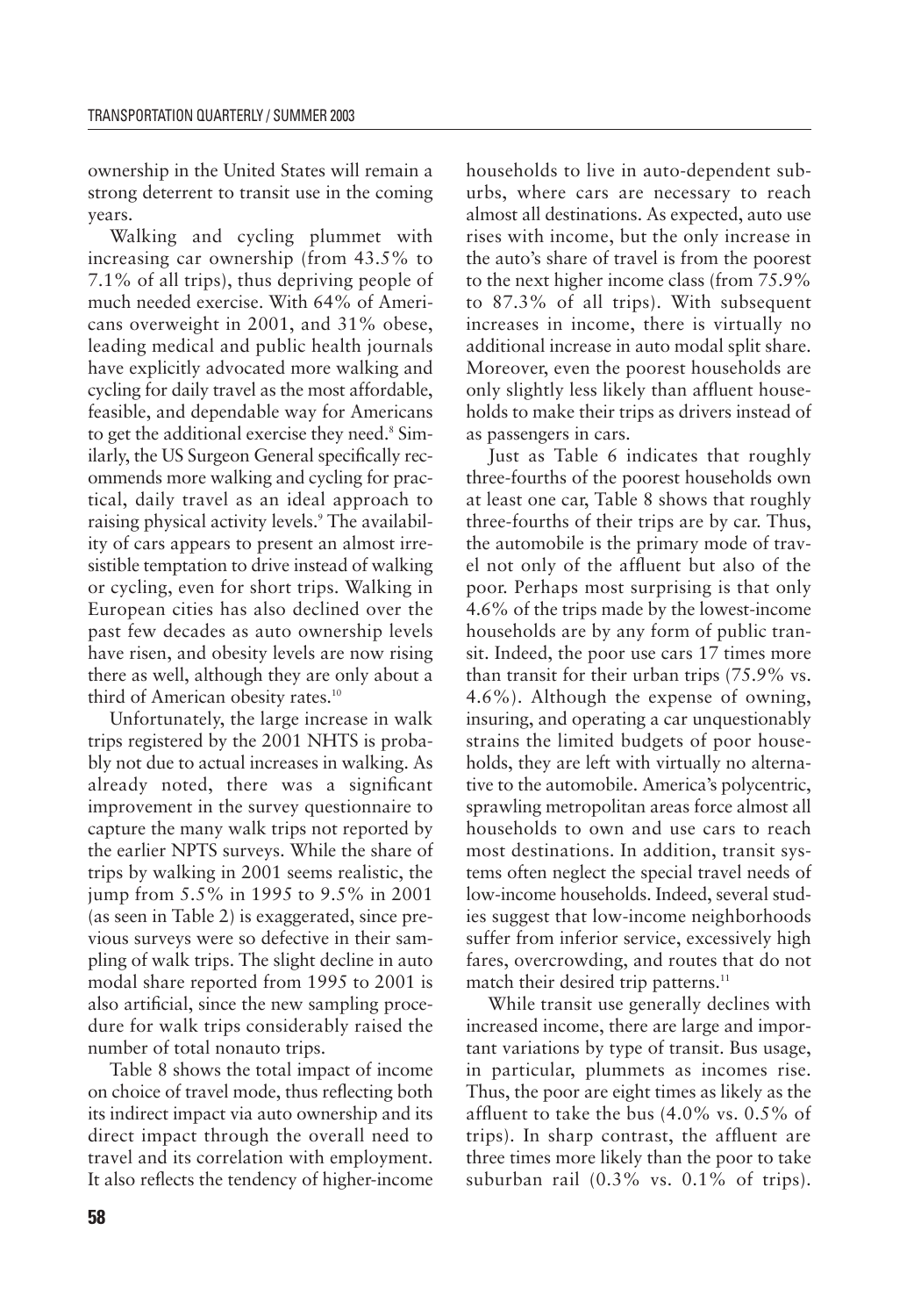ownership in the United States will remain a strong deterrent to transit use in the coming years.

Walking and cycling plummet with increasing car ownership (from 43.5% to 7.1% of all trips), thus depriving people of much needed exercise. With 64% of Americans overweight in 2001, and 31% obese, leading medical and public health journals have explicitly advocated more walking and cycling for daily travel as the most affordable, feasible, and dependable way for Americans to get the additional exercise they need.[8] Similarly, the US Surgeon General specifically recommends more walking and cycling for practical, daily travel as an ideal approach to raising physical activity levels.[9] The availability of cars appears to present an almost irresistible temptation to drive instead of walking or cycling, even for short trips. Walking in European cities has also declined over the past few decades as auto ownership levels have risen, and obesity levels are now rising there as well, although they are only about a third of American obesity rates.[10]

Unfortunately, the large increase in walk trips registered by the 2001 NHTS is probably not due to actual increases in walking. As already noted, there was a significant improvement in the survey questionnaire to capture the many walk trips not reported by the earlier NPTS surveys. While the share of trips by walking in 2001 seems realistic, the jump from 5.5% in 1995 to 9.5% in 2001 (as seen in Table 2) is exaggerated, since previous surveys were so defective in their sampling of walk trips. The slight decline in auto modal share reported from 1995 to 2001 is also artificial, since the new sampling procedure for walk trips considerably raised the number of total nonauto trips.

Table 8 shows the total impact of income on choice of travel mode, thus reflecting both its indirect impact via auto ownership and its direct impact through the overall need to travel and its correlation with employment. It also reflects the tendency of higher-income households to live in auto-dependent suburbs, where cars are necessary to reach almost all destinations. As expected, auto use rises with income, but the only increase in the auto's share of travel is from the poorest to the next higher income class (from 75.9% to 87.3% of all trips). With subsequent increases in income, there is virtually no additional increase in auto modal split share. Moreover, even the poorest households are only slightly less likely than affluent households to make their trips as drivers instead of as passengers in cars.

Just as Table 6 indicates that roughly three-fourths of the poorest households own at least one car, Table 8 shows that roughly three-fourths of their trips are by car. Thus, the automobile is the primary mode of travel not only of the affluent but also of the poor. Perhaps most surprising is that only 4.6% of the trips made by the lowest-income households are by any form of public transit. Indeed, the poor use cars 17 times more than transit for their urban trips (75.9% vs. 4.6%). Although the expense of owning, insuring, and operating a car unquestionably strains the limited budgets of poor households, they are left with virtually no alternative to the automobile. America's polycentric, sprawling metropolitan areas force almost all households to own and use cars to reach most destinations. In addition, transit systems often neglect the special travel needs of low-income households. Indeed, several studies suggest that low-income neighborhoods suffer from inferior service, excessively high fares, overcrowding, and routes that do not match their desired trip patterns.[11]

While transit use generally declines with increased income, there are large and important variations by type of transit. Bus usage, in particular, plummets as incomes rise. Thus, the poor are eight times as likely as the affluent to take the bus (4.0% vs. 0.5% of trips). In sharp contrast, the affluent are three times more likely than the poor to take suburban rail (0.3% vs. 0.1% of trips).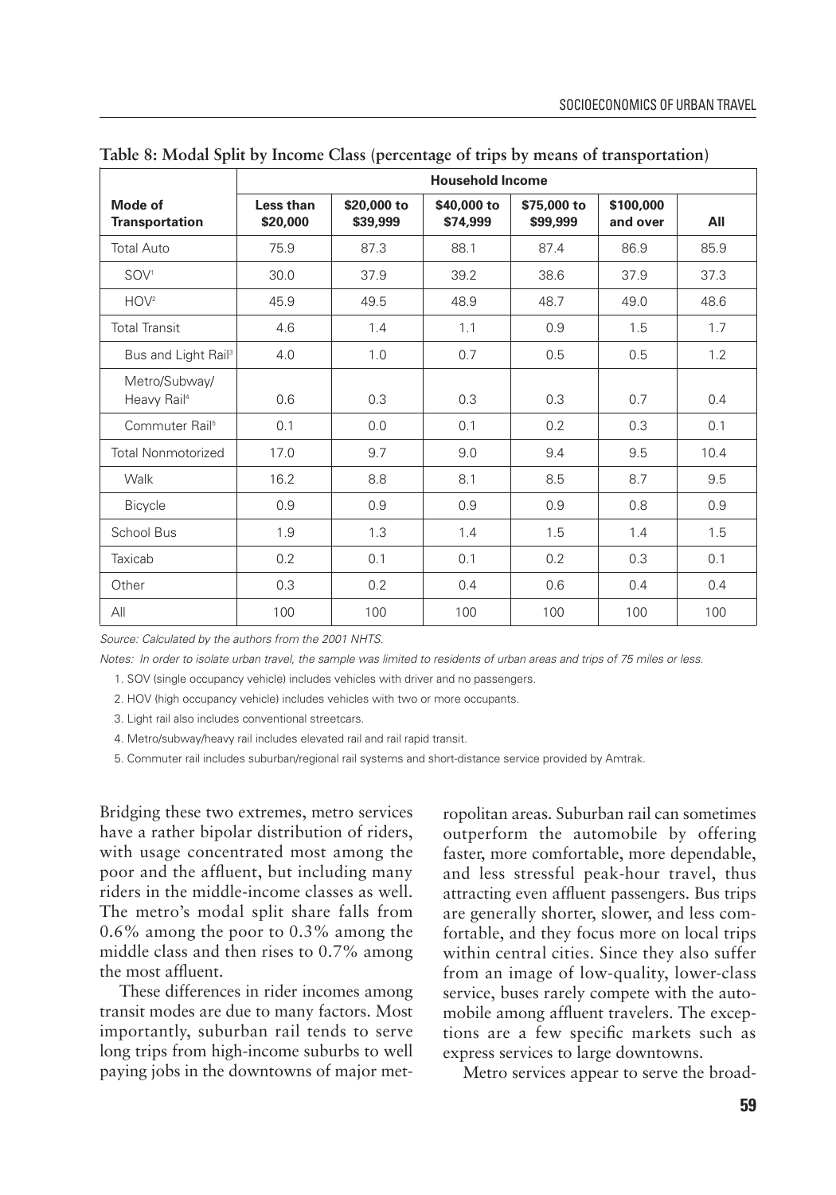**Table 8: Modal Split by Income Class (percentage of trips by means of transportation)**

| Mode of Transportation | Household Income | | | | | |
|---|---|---|---|---|---|---|
| | Less than $20,000 | $20,000 to $39,999 | $40,000 to $74,999 | $75,000 to $99,999 | $100,000 and over | All |
| Total Auto | 75.9 | 87.3 | 88.1 | 87.4 | 86.9 | 85.9 |
| SOV[1] | 30.0 | 37.9 | 39.2 | 38.6 | 37.9 | 37.3 |
| HOV[2] | 45.9 | 49.5 | 48.9 | 48.7 | 49.0 | 48.6 |
| Total Transit | 4.6 | 1.4 | 1.1 | 0.9 | 1.5 | 1.7 |
| Bus and Light Rail[3] | 4.0 | 1.0 | 0.7 | 0.5 | 0.5 | 1.2 |
| Metro/Subway/ Heavy Rail[4] | 0.6 | 0.3 | 0.3 | 0.3 | 0.7 | 0.4 |
| Commuter Rail[5] | 0.1 | 0.0 | 0.1 | 0.2 | 0.3 | 0.1 |
| Total Nonmotorized | 17.0 | 9.7 | 9.0 | 9.4 | 9.5 | 10.4 |
| Walk | 16.2 | 8.8 | 8.1 | 8.5 | 8.7 | 9.5 |
| Bicycle | 0.9 | 0.9 | 0.9 | 0.9 | 0.8 | 0.9 |
| School Bus | 1.9 | 1.3 | 1.4 | 1.5 | 1.4 | 1.5 |
| Taxicab | 0.2 | 0.1 | 0.1 | 0.2 | 0.3 | 0.1 |
| Other | 0.3 | 0.2 | 0.4 | 0.6 | 0.4 | 0.4 |
| All | 100 | 100 | 100 | 100 | 100 | 100 |

*Source: Calculated by the authors from the 2001 NHTS.*

*Notes: In order to isolate urban travel, the sample was limited to residents of urban areas and trips of 75 miles or less.*

1. SOV (single occupancy vehicle) includes vehicles with driver and no passengers.
2. HOV (high occupancy vehicle) includes vehicles with two or more occupants.
3. Light rail also includes conventional streetcars.
4. Metro/subway/heavy rail includes elevated rail and rail rapid transit.
5. Commuter rail includes suburban/regional rail systems and short-distance service provided by Amtrak.

Bridging these two extremes, metro services have a rather bipolar distribution of riders, with usage concentrated most among the poor and the affluent, but including many riders in the middle-income classes as well. The metro's modal split share falls from 0.6% among the poor to 0.3% among the middle class and then rises to 0.7% among the most affluent.

These differences in rider incomes among transit modes are due to many factors. Most importantly, suburban rail tends to serve long trips from high-income suburbs to well paying jobs in the downtowns of major metropolitan areas. Suburban rail can sometimes outperform the automobile by offering faster, more comfortable, more dependable, and less stressful peak-hour travel, thus attracting even affluent passengers. Bus trips are generally shorter, slower, and less comfortable, and they focus more on local trips within central cities. Since they also suffer from an image of low-quality, lower-class service, buses rarely compete with the automobile among affluent travelers. The exceptions are a few specific markets such as express services to large downtowns.

Metro services appear to serve the broad-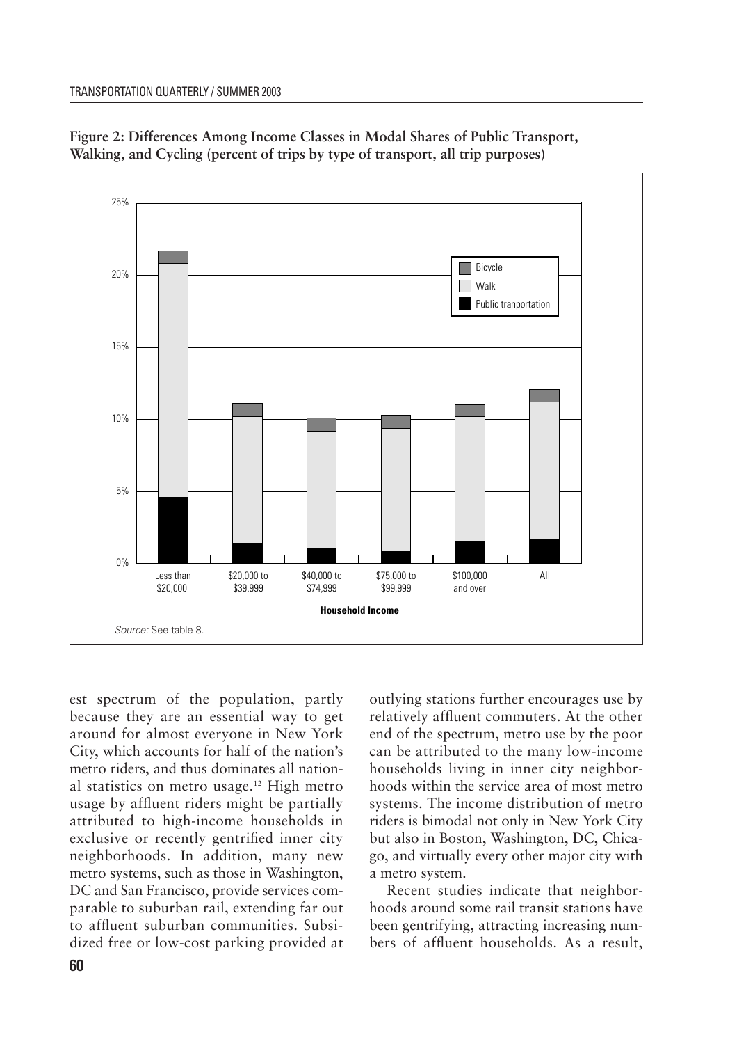**Figure 2: Differences Among Income Classes in Modal Shares of Public Transport, Walking, and Cycling (percent of trips by type of transport, all trip purposes)**

*Source:* See table 8.

est spectrum of the population, partly because they are an essential way to get around for almost everyone in New York City, which accounts for half of the nation's metro riders, and thus dominates all national statistics on metro usage.[12] High metro usage by affluent riders might be partially attributed to high-income households in exclusive or recently gentrified inner city neighborhoods. In addition, many new metro systems, such as those in Washington, DC and San Francisco, provide services comparable to suburban rail, extending far out to affluent suburban communities. Subsidized free or low-cost parking provided at outlying stations further encourages use by relatively affluent commuters. At the other end of the spectrum, metro use by the poor can be attributed to the many low-income households living in inner city neighborhoods within the service area of most metro systems. The income distribution of metro riders is bimodal not only in New York City but also in Boston, Washington, DC, Chicago, and virtually every other major city with a metro system.

Recent studies indicate that neighborhoods around some rail transit stations have been gentrifying, attracting increasing numbers of affluent households. As a result,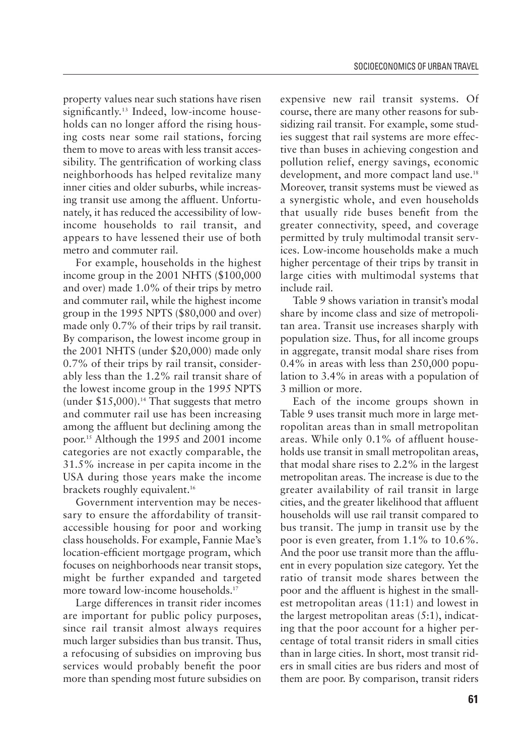property values near such stations have risen significantly.[13] Indeed, low-income households can no longer afford the rising housing costs near some rail stations, forcing them to move to areas with less transit accessibility. The gentrification of working class neighborhoods has helped revitalize many inner cities and older suburbs, while increasing transit use among the affluent. Unfortunately, it has reduced the accessibility of low-income households to rail transit, and appears to have lessened their use of both metro and commuter rail.

For example, households in the highest income group in the 2001 NHTS ($100,000 and over) made 1.0% of their trips by metro and commuter rail, while the highest income group in the 1995 NPTS ($80,000 and over) made only 0.7% of their trips by rail transit. By comparison, the lowest income group in the 2001 NHTS (under $20,000) made only 0.7% of their trips by rail transit, considerably less than the 1.2% rail transit share of the lowest income group in the 1995 NPTS (under $15,000).[14] That suggests that metro and commuter rail use has been increasing among the affluent but declining among the poor.[15] Although the 1995 and 2001 income categories are not exactly comparable, the 31.5% increase in per capita income in the USA during those years make the income brackets roughly equivalent.[16]

Government intervention may be necessary to ensure the affordability of transit-accessible housing for poor and working class households. For example, Fannie Mae's location-efficient mortgage program, which focuses on neighborhoods near transit stops, might be further expanded and targeted more toward low-income households.[17]

Large differences in transit rider incomes are important for public policy purposes, since rail transit almost always requires much larger subsidies than bus transit. Thus, a refocusing of subsidies on improving bus services would probably benefit the poor more than spending most future subsidies on expensive new rail transit systems. Of course, there are many other reasons for subsidizing rail transit. For example, some studies suggest that rail systems are more effective than buses in achieving congestion and pollution relief, energy savings, economic development, and more compact land use.[18] Moreover, transit systems must be viewed as a synergistic whole, and even households that usually ride buses benefit from the greater connectivity, speed, and coverage permitted by truly multimodal transit services. Low-income households make a much higher percentage of their trips by transit in large cities with multimodal systems that include rail.

Table 9 shows variation in transit's modal share by income class and size of metropolitan area. Transit use increases sharply with population size. Thus, for all income groups in aggregate, transit modal share rises from 0.4% in areas with less than 250,000 population to 3.4% in areas with a population of 3 million or more.

Each of the income groups shown in Table 9 uses transit much more in large metropolitan areas than in small metropolitan areas. While only 0.1% of affluent households use transit in small metropolitan areas, that modal share rises to 2.2% in the largest metropolitan areas. The increase is due to the greater availability of rail transit in large cities, and the greater likelihood that affluent households will use rail transit compared to bus transit. The jump in transit use by the poor is even greater, from 1.1% to 10.6%. And the poor use transit more than the affluent in every population size category. Yet the ratio of transit mode shares between the poor and the affluent is highest in the smallest metropolitan areas (11:1) and lowest in the largest metropolitan areas (5:1), indicating that the poor account for a higher percentage of total transit riders in small cities than in large cities. In short, most transit riders in small cities are bus riders and most of them are poor. By comparison, transit riders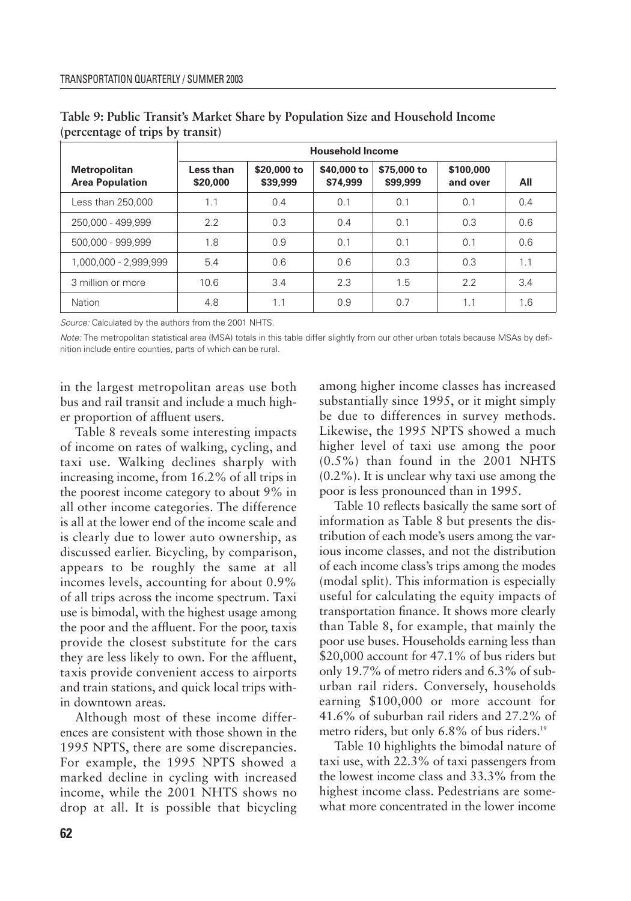**Table 9: Public Transit's Market Share by Population Size and Household Income (percentage of trips by transit)**

| Metropolitan Area Population | Household Income | | | | | |
|---|---|---|---|---|---|---|
| | Less than $20,000 | $20,000 to $39,999 | $40,000 to $74,999 | $75,000 to $99,999 | $100,000 and over | All |
| Less than 250,000 | 1.1 | 0.4 | 0.1 | 0.1 | 0.1 | 0.4 |
| 250,000 - 499,999 | 2.2 | 0.3 | 0.4 | 0.1 | 0.3 | 0.6 |
| 500,000 - 999,999 | 1.8 | 0.9 | 0.1 | 0.1 | 0.1 | 0.6 |
| 1,000,000 - 2,999,999 | 5.4 | 0.6 | 0.6 | 0.3 | 0.3 | 1.1 |
| 3 million or more | 10.6 | 3.4 | 2.3 | 1.5 | 2.2 | 3.4 |
| Nation | 4.8 | 1.1 | 0.9 | 0.7 | 1.1 | 1.6 |

*Source:* Calculated by the authors from the 2001 NHTS.

*Note:* The metropolitan statistical area (MSA) totals in this table differ slightly from our other urban totals because MSAs by definition include entire counties, parts of which can be rural.

in the largest metropolitan areas use both bus and rail transit and include a much higher proportion of affluent users.

Table 8 reveals some interesting impacts of income on rates of walking, cycling, and taxi use. Walking declines sharply with increasing income, from 16.2% of all trips in the poorest income category to about 9% in all other income categories. The difference is all at the lower end of the income scale and is clearly due to lower auto ownership, as discussed earlier. Bicycling, by comparison, appears to be roughly the same at all incomes levels, accounting for about 0.9% of all trips across the income spectrum. Taxi use is bimodal, with the highest usage among the poor and the affluent. For the poor, taxis provide the closest substitute for the cars they are less likely to own. For the affluent, taxis provide convenient access to airports and train stations, and quick local trips within downtown areas.

Although most of these income differences are consistent with those shown in the 1995 NPTS, there are some discrepancies. For example, the 1995 NPTS showed a marked decline in cycling with increased income, while the 2001 NHTS shows no drop at all. It is possible that bicycling among higher income classes has increased substantially since 1995, or it might simply be due to differences in survey methods. Likewise, the 1995 NPTS showed a much higher level of taxi use among the poor (0.5%) than found in the 2001 NHTS (0.2%). It is unclear why taxi use among the poor is less pronounced than in 1995.

Table 10 reflects basically the same sort of information as Table 8 but presents the distribution of each mode's users among the various income classes, and not the distribution of each income class's trips among the modes (modal split). This information is especially useful for calculating the equity impacts of transportation finance. It shows more clearly than Table 8, for example, that mainly the poor use buses. Households earning less than $20,000 account for 47.1% of bus riders but only 19.7% of metro riders and 6.3% of suburban rail riders. Conversely, households earning $100,000 or more account for 41.6% of suburban rail riders and 27.2% of metro riders, but only 6.8% of bus riders.[19]

Table 10 highlights the bimodal nature of taxi use, with 22.3% of taxi passengers from the lowest income class and 33.3% from the highest income class. Pedestrians are somewhat more concentrated in the lower income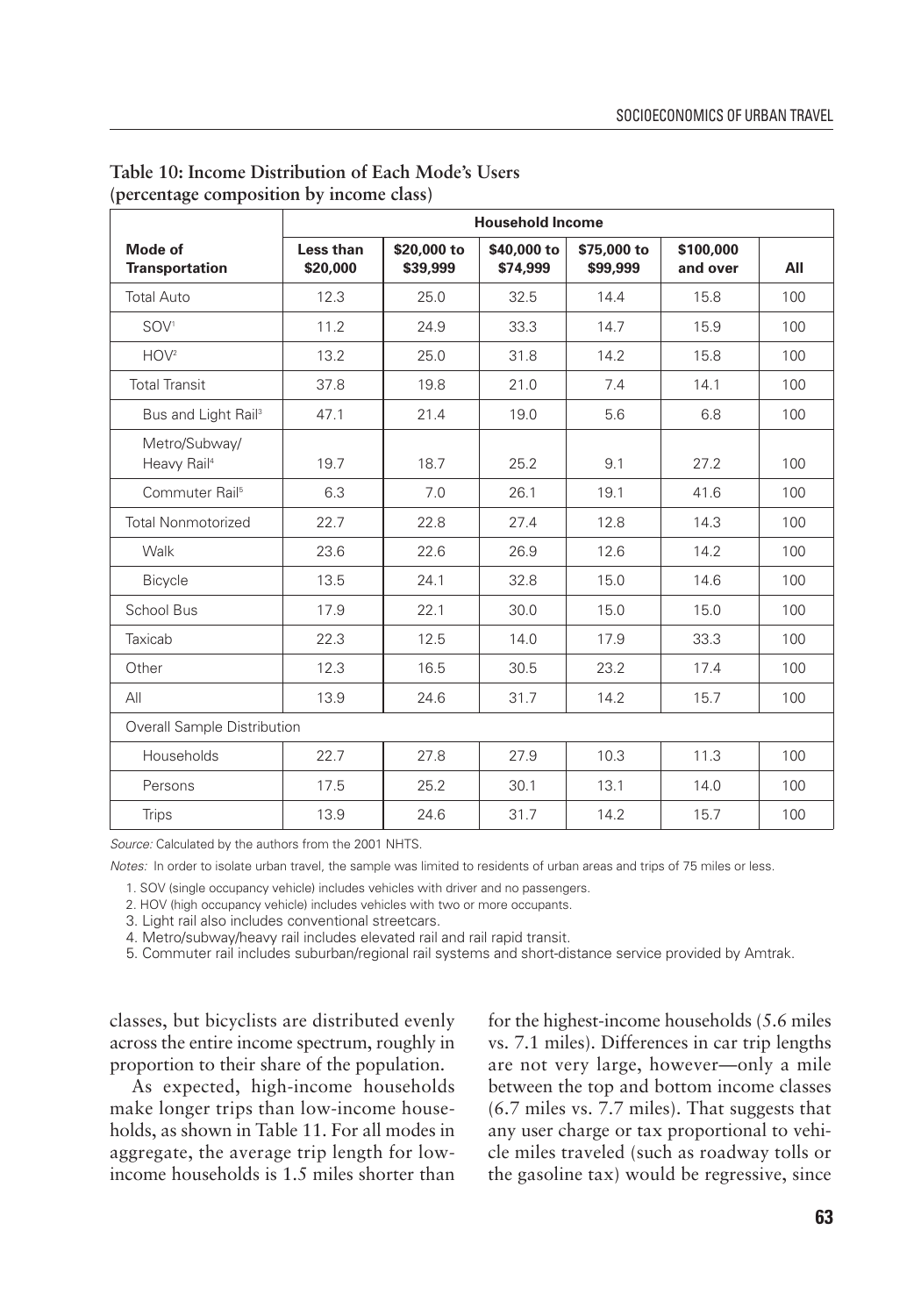**Table 10: Income Distribution of Each Mode's Users (percentage composition by income class)**

| Mode of Transportation | Household Income | | | | | |
|---|---|---|---|---|---|---|
| | Less than $20,000 | $20,000 to $39,999 | $40,000 to $74,999 | $75,000 to $99,999 | $100,000 and over | All |
| Total Auto | 12.3 | 25.0 | 32.5 | 14.4 | 15.8 | 100 |
| SOV[1] | 11.2 | 24.9 | 33.3 | 14.7 | 15.9 | 100 |
| HOV[2] | 13.2 | 25.0 | 31.8 | 14.2 | 15.8 | 100 |
| Total Transit | 37.8 | 19.8 | 21.0 | 7.4 | 14.1 | 100 |
| Bus and Light Rail[3] | 47.1 | 21.4 | 19.0 | 5.6 | 6.8 | 100 |
| Metro/Subway/ Heavy Rail[4] | 19.7 | 18.7 | 25.2 | 9.1 | 27.2 | 100 |
| Commuter Rail[5] | 6.3 | 7.0 | 26.1 | 19.1 | 41.6 | 100 |
| Total Nonmotorized | 22.7 | 22.8 | 27.4 | 12.8 | 14.3 | 100 |
| Walk | 23.6 | 22.6 | 26.9 | 12.6 | 14.2 | 100 |
| Bicycle | 13.5 | 24.1 | 32.8 | 15.0 | 14.6 | 100 |
| School Bus | 17.9 | 22.1 | 30.0 | 15.0 | 15.0 | 100 |
| Taxicab | 22.3 | 12.5 | 14.0 | 17.9 | 33.3 | 100 |
| Other | 12.3 | 16.5 | 30.5 | 23.2 | 17.4 | 100 |
| All | 13.9 | 24.6 | 31.7 | 14.2 | 15.7 | 100 |
| Overall Sample Distribution | | | | | | |
| Households | 22.7 | 27.8 | 27.9 | 10.3 | 11.3 | 100 |
| Persons | 17.5 | 25.2 | 30.1 | 13.1 | 14.0 | 100 |
| Trips | 13.9 | 24.6 | 31.7 | 14.2 | 15.7 | 100 |

*Source:* Calculated by the authors from the 2001 NHTS.

*Notes:* In order to isolate urban travel, the sample was limited to residents of urban areas and trips of 75 miles or less.

1. SOV (single occupancy vehicle) includes vehicles with driver and no passengers.
2. HOV (high occupancy vehicle) includes vehicles with two or more occupants.
3. Light rail also includes conventional streetcars.
4. Metro/subway/heavy rail includes elevated rail and rail rapid transit.
5. Commuter rail includes suburban/regional rail systems and short-distance service provided by Amtrak.

classes, but bicyclists are distributed evenly across the entire income spectrum, roughly in proportion to their share of the population.

As expected, high-income households make longer trips than low-income households, as shown in Table 11. For all modes in aggregate, the average trip length for low-income households is 1.5 miles shorter than for the highest-income households (5.6 miles vs. 7.1 miles). Differences in car trip lengths are not very large, however—only a mile between the top and bottom income classes (6.7 miles vs. 7.7 miles). That suggests that any user charge or tax proportional to vehicle miles traveled (such as roadway tolls or the gasoline tax) would be regressive, since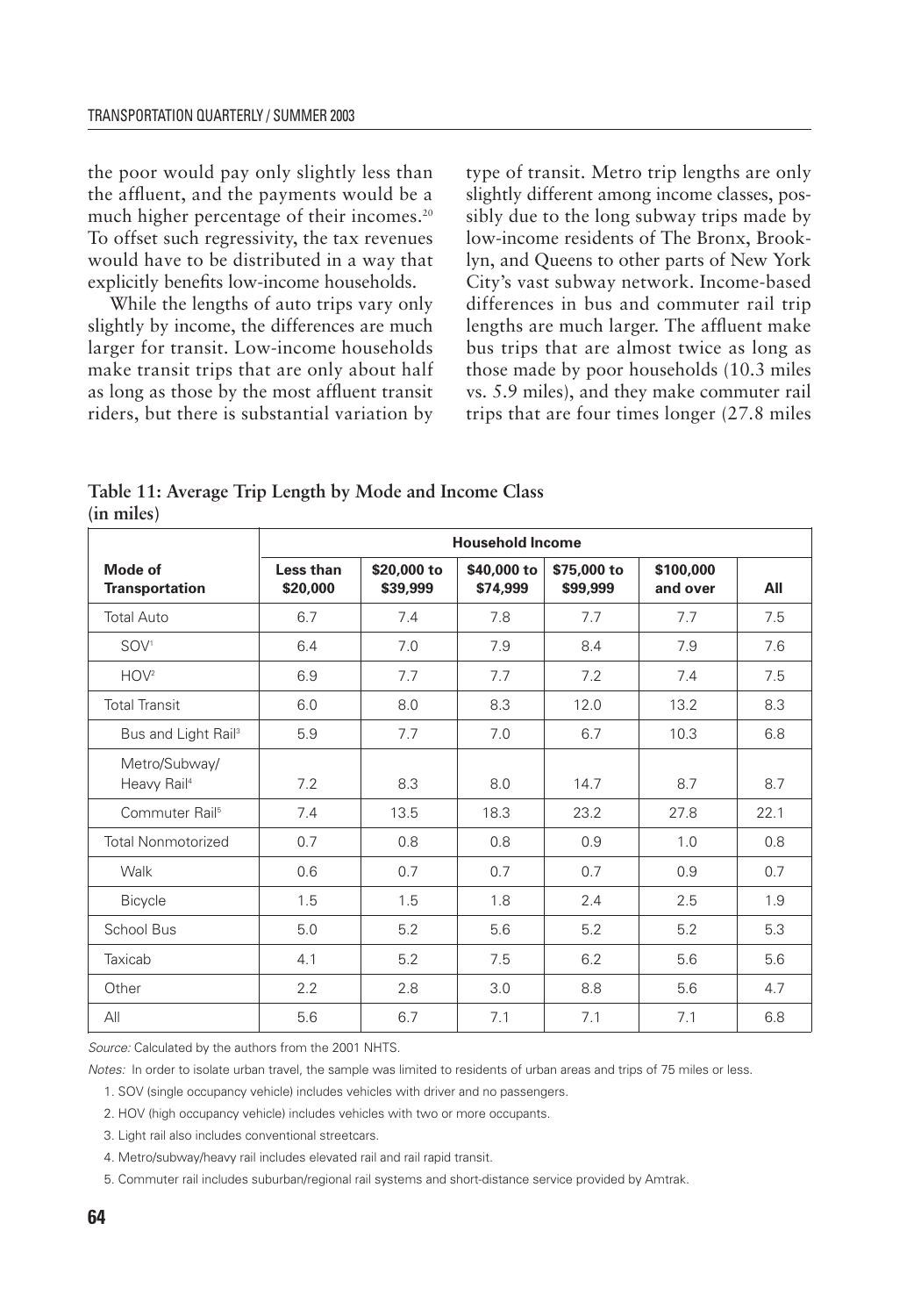the poor would pay only slightly less than the affluent, and the payments would be a much higher percentage of their incomes.[20] To offset such regressivity, the tax revenues would have to be distributed in a way that explicitly benefits low-income households.

While the lengths of auto trips vary only slightly by income, the differences are much larger for transit. Low-income households make transit trips that are only about half as long as those by the most affluent transit riders, but there is substantial variation by type of transit. Metro trip lengths are only slightly different among income classes, possibly due to the long subway trips made by low-income residents of The Bronx, Brooklyn, and Queens to other parts of New York City's vast subway network. Income-based differences in bus and commuter rail trip lengths are much larger. The affluent make bus trips that are almost twice as long as those made by poor households (10.3 miles vs. 5.9 miles), and they make commuter rail trips that are four times longer (27.8 miles

**Table 11: Average Trip Length by Mode and Income Class (in miles)**

| | Household Income | | | | | |
|---|---|---|---|---|---|---|
| **Mode of Transportation** | **Less than $20,000** | **$20,000 to $39,999** | **$40,000 to $74,999** | **$75,000 to $99,999** | **$100,000 and over** | **All** |
| Total Auto | 6.7 | 7.4 | 7.8 | 7.7 | 7.7 | 7.5 |
| SOV[1] | 6.4 | 7.0 | 7.9 | 8.4 | 7.9 | 7.6 |
| HOV[2] | 6.9 | 7.7 | 7.7 | 7.2 | 7.4 | 7.5 |
| Total Transit | 6.0 | 8.0 | 8.3 | 12.0 | 13.2 | 8.3 |
| Bus and Light Rail[3] | 5.9 | 7.7 | 7.0 | 6.7 | 10.3 | 6.8 |
| Metro/Subway/ Heavy Rail[4] | 7.2 | 8.3 | 8.0 | 14.7 | 8.7 | 8.7 |
| Commuter Rail[5] | 7.4 | 13.5 | 18.3 | 23.2 | 27.8 | 22.1 |
| Total Nonmotorized | 0.7 | 0.8 | 0.8 | 0.9 | 1.0 | 0.8 |
| Walk | 0.6 | 0.7 | 0.7 | 0.7 | 0.9 | 0.7 |
| Bicycle | 1.5 | 1.5 | 1.8 | 2.4 | 2.5 | 1.9 |
| School Bus | 5.0 | 5.2 | 5.6 | 5.2 | 5.2 | 5.3 |
| Taxicab | 4.1 | 5.2 | 7.5 | 6.2 | 5.6 | 5.6 |
| Other | 2.2 | 2.8 | 3.0 | 8.8 | 5.6 | 4.7 |
| All | 5.6 | 6.7 | 7.1 | 7.1 | 7.1 | 6.8 |

*Source:* Calculated by the authors from the 2001 NHTS.

*Notes:* In order to isolate urban travel, the sample was limited to residents of urban areas and trips of 75 miles or less.

1. SOV (single occupancy vehicle) includes vehicles with driver and no passengers.
2. HOV (high occupancy vehicle) includes vehicles with two or more occupants.
3. Light rail also includes conventional streetcars.
4. Metro/subway/heavy rail includes elevated rail and rail rapid transit.
5. Commuter rail includes suburban/regional rail systems and short-distance service provided by Amtrak.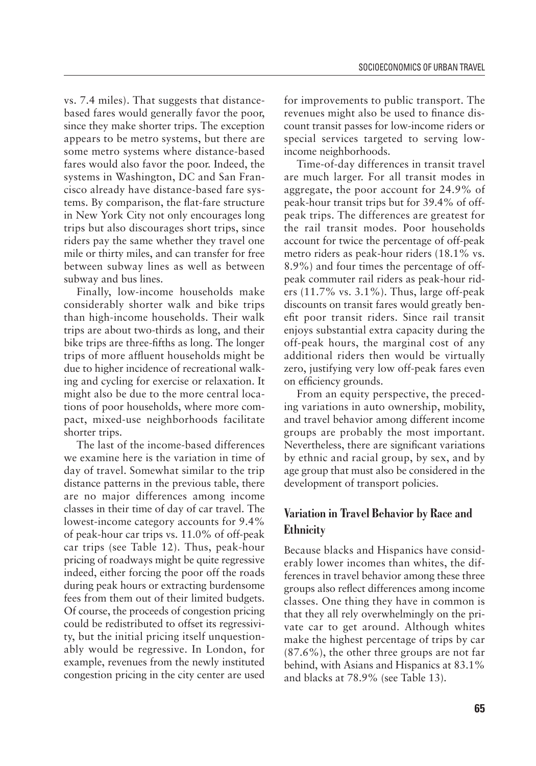vs. 7.4 miles). That suggests that distance-based fares would generally favor the poor, since they make shorter trips. The exception appears to be metro systems, but there are some metro systems where distance-based fares would also favor the poor. Indeed, the systems in Washington, DC and San Francisco already have distance-based fare systems. By comparison, the flat-fare structure in New York City not only encourages long trips but also discourages short trips, since riders pay the same whether they travel one mile or thirty miles, and can transfer for free between subway lines as well as between subway and bus lines.

Finally, low-income households make considerably shorter walk and bike trips than high-income households. Their walk trips are about two-thirds as long, and their bike trips are three-fifths as long. The longer trips of more affluent households might be due to higher incidence of recreational walking and cycling for exercise or relaxation. It might also be due to the more central locations of poor households, where more compact, mixed-use neighborhoods facilitate shorter trips.

The last of the income-based differences we examine here is the variation in time of day of travel. Somewhat similar to the trip distance patterns in the previous table, there are no major differences among income classes in their time of day of car travel. The lowest-income category accounts for 9.4% of peak-hour car trips vs. 11.0% of off-peak car trips (see Table 12). Thus, peak-hour pricing of roadways might be quite regressive indeed, either forcing the poor off the roads during peak hours or extracting burdensome fees from them out of their limited budgets. Of course, the proceeds of congestion pricing could be redistributed to offset its regressivity, but the initial pricing itself unquestionably would be regressive. In London, for example, revenues from the newly instituted congestion pricing in the city center are used for improvements to public transport. The revenues might also be used to finance discount transit passes for low-income riders or special services targeted to serving low-income neighborhoods.

Time-of-day differences in transit travel are much larger. For all transit modes in aggregate, the poor account for 24.9% of peak-hour transit trips but for 39.4% of off-peak trips. The differences are greatest for the rail transit modes. Poor households account for twice the percentage of off-peak metro riders as peak-hour riders (18.1% vs. 8.9%) and four times the percentage of off-peak commuter rail riders as peak-hour riders (11.7% vs. 3.1%). Thus, large off-peak discounts on transit fares would greatly benefit poor transit riders. Since rail transit enjoys substantial extra capacity during the off-peak hours, the marginal cost of any additional riders then would be virtually zero, justifying very low off-peak fares even on efficiency grounds.

From an equity perspective, the preceding variations in auto ownership, mobility, and travel behavior among different income groups are probably the most important. Nevertheless, there are significant variations by ethnic and racial group, by sex, and by age group that must also be considered in the development of transport policies.

## Variation in Travel Behavior by Race and Ethnicity

Because blacks and Hispanics have considerably lower incomes than whites, the differences in travel behavior among these three groups also reflect differences among income classes. One thing they have in common is that they all rely overwhelmingly on the private car to get around. Although whites make the highest percentage of trips by car (87.6%), the other three groups are not far behind, with Asians and Hispanics at 83.1% and blacks at 78.9% (see Table 13).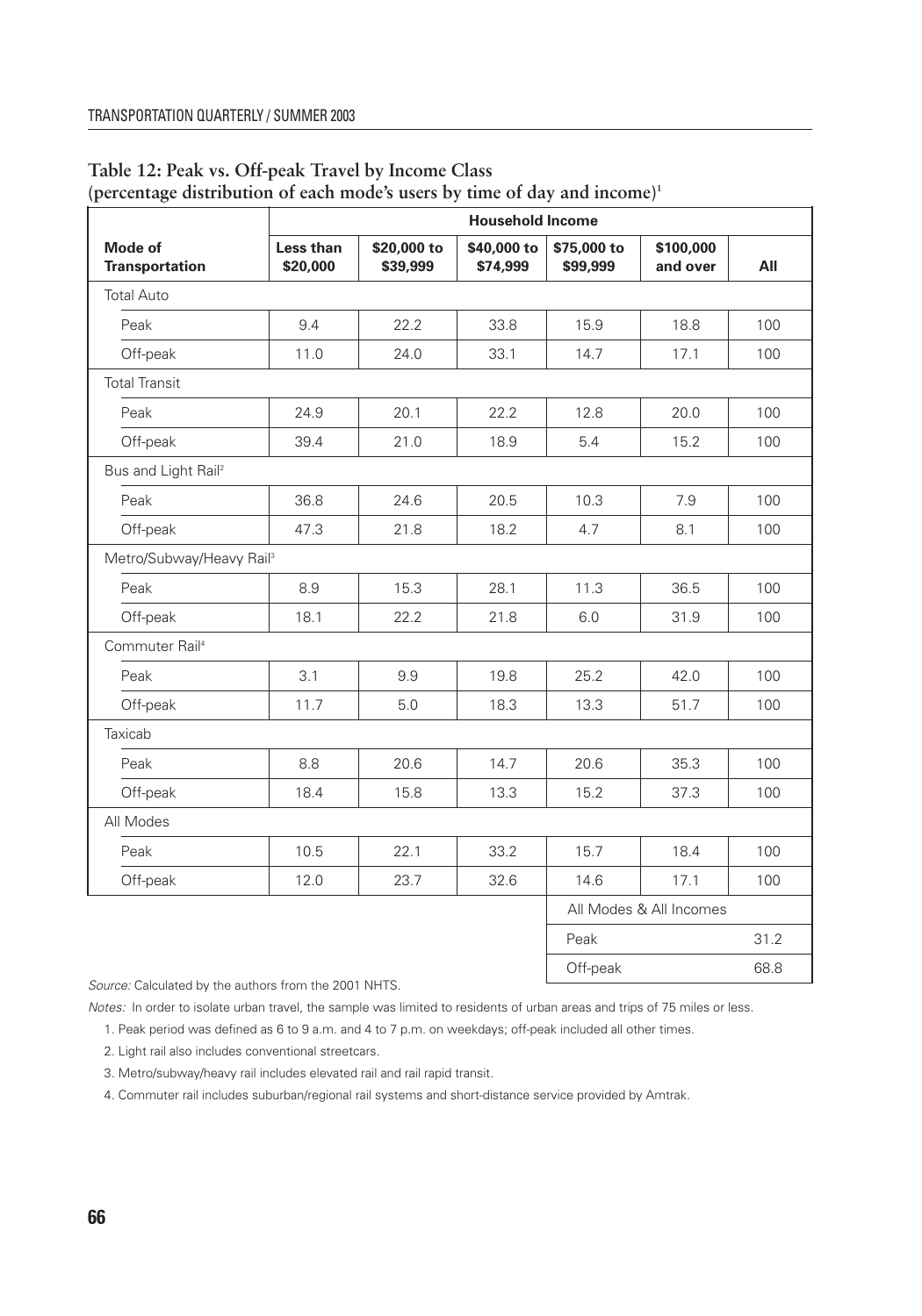**Table 12: Peak vs. Off-peak Travel by Income Class (percentage distribution of each mode's users by time of day and income)[1]**

| Mode of Transportation | Household Income | | | | | |
|---|---|---|---|---|---|---|
| | Less than $20,000 | $20,000 to $39,999 | $40,000 to $74,999 | $75,000 to $99,999 | $100,000 and over | All |
| Total Auto | | | | | | |
| Peak | 9.4 | 22.2 | 33.8 | 15.9 | 18.8 | 100 |
| Off-peak | 11.0 | 24.0 | 33.1 | 14.7 | 17.1 | 100 |
| Total Transit | | | | | | |
| Peak | 24.9 | 20.1 | 22.2 | 12.8 | 20.0 | 100 |
| Off-peak | 39.4 | 21.0 | 18.9 | 5.4 | 15.2 | 100 |
| Bus and Light Rail[2] | | | | | | |
| Peak | 36.8 | 24.6 | 20.5 | 10.3 | 7.9 | 100 |
| Off-peak | 47.3 | 21.8 | 18.2 | 4.7 | 8.1 | 100 |
| Metro/Subway/Heavy Rail[3] | | | | | | |
| Peak | 8.9 | 15.3 | 28.1 | 11.3 | 36.5 | 100 |
| Off-peak | 18.1 | 22.2 | 21.8 | 6.0 | 31.9 | 100 |
| Commuter Rail[4] | | | | | | |
| Peak | 3.1 | 9.9 | 19.8 | 25.2 | 42.0 | 100 |
| Off-peak | 11.7 | 5.0 | 18.3 | 13.3 | 51.7 | 100 |
| Taxicab | | | | | | |
| Peak | 8.8 | 20.6 | 14.7 | 20.6 | 35.3 | 100 |
| Off-peak | 18.4 | 15.8 | 13.3 | 15.2 | 37.3 | 100 |
| All Modes | | | | | | |
| Peak | 10.5 | 22.1 | 33.2 | 15.7 | 18.4 | 100 |
| Off-peak | 12.0 | 23.7 | 32.6 | 14.6 | 17.1 | 100 |
| | | | | All Modes & All Incomes | | |
| | | | | Peak | | 31.2 |
| | | | | Off-peak | | 68.8 |

*Source:* Calculated by the authors from the 2001 NHTS.

*Notes:* In order to isolate urban travel, the sample was limited to residents of urban areas and trips of 75 miles or less.

1. Peak period was defined as 6 to 9 a.m. and 4 to 7 p.m. on weekdays; off-peak included all other times.
2. Light rail also includes conventional streetcars.
3. Metro/subway/heavy rail includes elevated rail and rail rapid transit.
4. Commuter rail includes suburban/regional rail systems and short-distance service provided by Amtrak.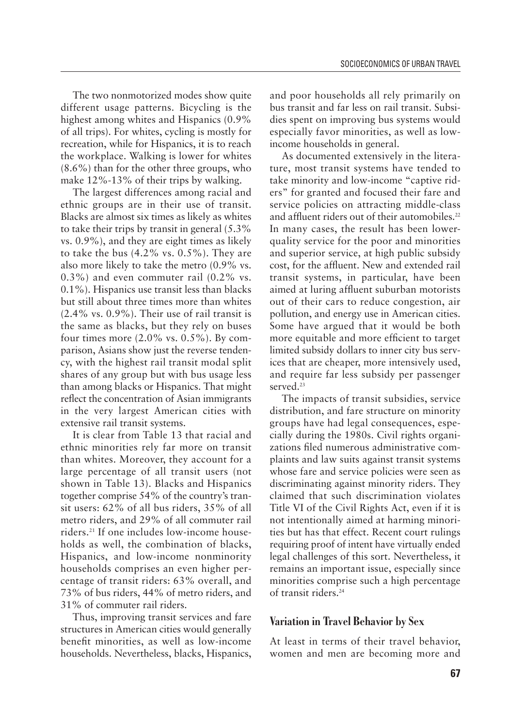The two nonmotorized modes show quite different usage patterns. Bicycling is the highest among whites and Hispanics (0.9% of all trips). For whites, cycling is mostly for recreation, while for Hispanics, it is to reach the workplace. Walking is lower for whites (8.6%) than for the other three groups, who make 12%-13% of their trips by walking.

The largest differences among racial and ethnic groups are in their use of transit. Blacks are almost six times as likely as whites to take their trips by transit in general (5.3% vs. 0.9%), and they are eight times as likely to take the bus (4.2% vs. 0.5%). They are also more likely to take the metro (0.9% vs. 0.3%) and even commuter rail (0.2% vs. 0.1%). Hispanics use transit less than blacks but still about three times more than whites (2.4% vs. 0.9%). Their use of rail transit is the same as blacks, but they rely on buses four times more (2.0% vs. 0.5%). By comparison, Asians show just the reverse tendency, with the highest rail transit modal split shares of any group but with bus usage less than among blacks or Hispanics. That might reflect the concentration of Asian immigrants in the very largest American cities with extensive rail transit systems.

It is clear from Table 13 that racial and ethnic minorities rely far more on transit than whites. Moreover, they account for a large percentage of all transit users (not shown in Table 13). Blacks and Hispanics together comprise 54% of the country's transit users: 62% of all bus riders, 35% of all metro riders, and 29% of all commuter rail riders.[21] If one includes low-income households as well, the combination of blacks, Hispanics, and low-income nonminority households comprises an even higher percentage of transit riders: 63% overall, and 73% of bus riders, 44% of metro riders, and 31% of commuter rail riders.

Thus, improving transit services and fare structures in American cities would generally benefit minorities, as well as low-income households. Nevertheless, blacks, Hispanics, and poor households all rely primarily on bus transit and far less on rail transit. Subsidies spent on improving bus systems would especially favor minorities, as well as low-income households in general.

As documented extensively in the literature, most transit systems have tended to take minority and low-income "captive riders" for granted and focused their fare and service policies on attracting middle-class and affluent riders out of their automobiles.[22] In many cases, the result has been lower-quality service for the poor and minorities and superior service, at high public subsidy cost, for the affluent. New and extended rail transit systems, in particular, have been aimed at luring affluent suburban motorists out of their cars to reduce congestion, air pollution, and energy use in American cities. Some have argued that it would be both more equitable and more efficient to target limited subsidy dollars to inner city bus services that are cheaper, more intensively used, and require far less subsidy per passenger served.[23]

The impacts of transit subsidies, service distribution, and fare structure on minority groups have had legal consequences, especially during the 1980s. Civil rights organizations filed numerous administrative complaints and law suits against transit systems whose fare and service policies were seen as discriminating against minority riders. They claimed that such discrimination violates Title VI of the Civil Rights Act, even if it is not intentionally aimed at harming minorities but has that effect. Recent court rulings requiring proof of intent have virtually ended legal challenges of this sort. Nevertheless, it remains an important issue, especially since minorities comprise such a high percentage of transit riders.[24]

## Variation in Travel Behavior by Sex

At least in terms of their travel behavior, women and men are becoming more and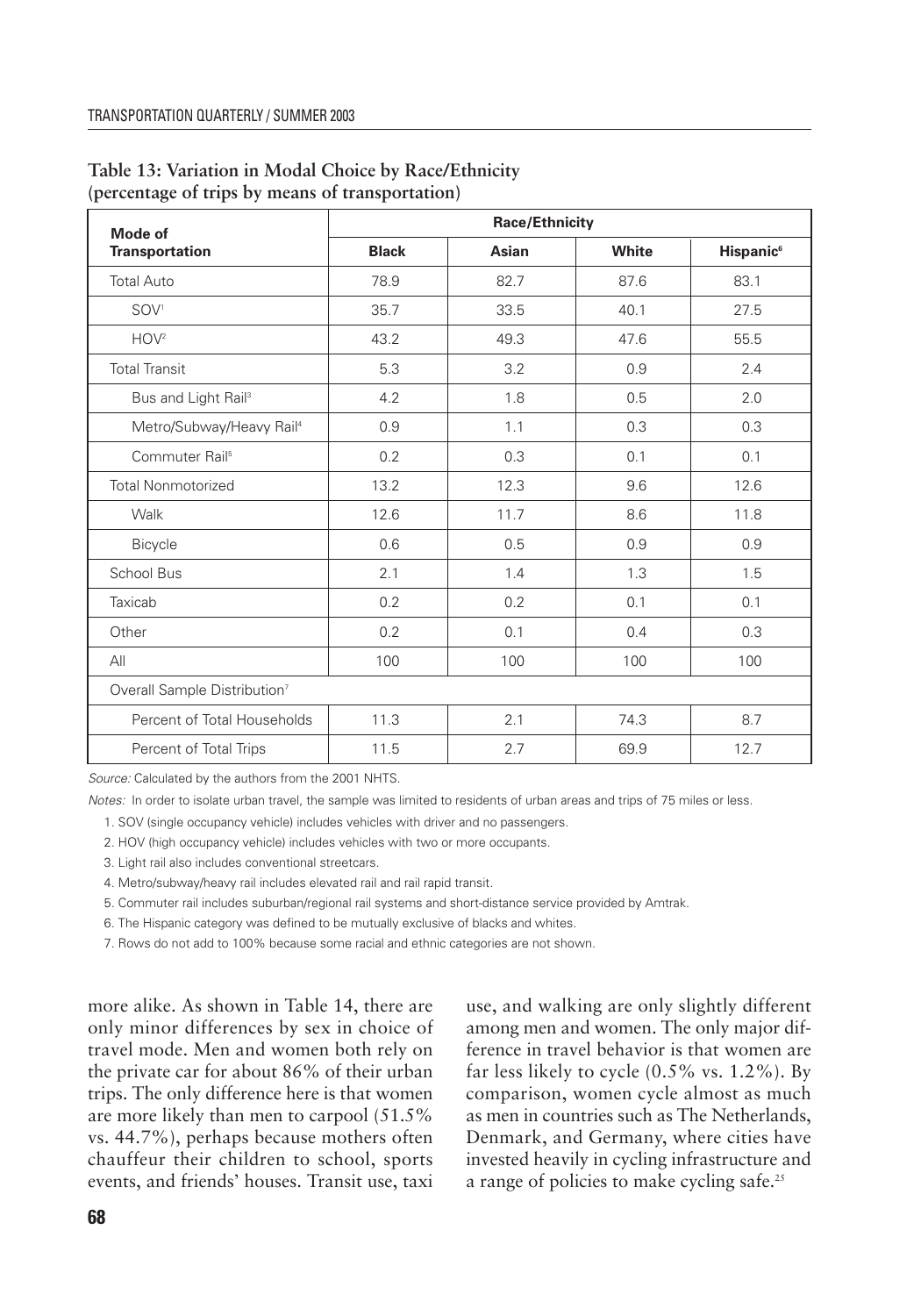**Table 13: Variation in Modal Choice by Race/Ethnicity (percentage of trips by means of transportation)**

| Mode of Transportation | Race/Ethnicity | | | |
|---|---|---|---|---|
| | Black | Asian | White | Hispanic[6] |
| Total Auto | 78.9 | 82.7 | 87.6 | 83.1 |
| SOV[1] | 35.7 | 33.5 | 40.1 | 27.5 |
| HOV[2] | 43.2 | 49.3 | 47.6 | 55.5 |
| Total Transit | 5.3 | 3.2 | 0.9 | 2.4 |
| Bus and Light Rail[3] | 4.2 | 1.8 | 0.5 | 2.0 |
| Metro/Subway/Heavy Rail[4] | 0.9 | 1.1 | 0.3 | 0.3 |
| Commuter Rail[5] | 0.2 | 0.3 | 0.1 | 0.1 |
| Total Nonmotorized | 13.2 | 12.3 | 9.6 | 12.6 |
| Walk | 12.6 | 11.7 | 8.6 | 11.8 |
| Bicycle | 0.6 | 0.5 | 0.9 | 0.9 |
| School Bus | 2.1 | 1.4 | 1.3 | 1.5 |
| Taxicab | 0.2 | 0.2 | 0.1 | 0.1 |
| Other | 0.2 | 0.1 | 0.4 | 0.3 |
| All | 100 | 100 | 100 | 100 |
| Overall Sample Distribution[7] | | | | |
| Percent of Total Households | 11.3 | 2.1 | 74.3 | 8.7 |
| Percent of Total Trips | 11.5 | 2.7 | 69.9 | 12.7 |

*Source:* Calculated by the authors from the 2001 NHTS.

*Notes:* In order to isolate urban travel, the sample was limited to residents of urban areas and trips of 75 miles or less.

1. SOV (single occupancy vehicle) includes vehicles with driver and no passengers.
2. HOV (high occupancy vehicle) includes vehicles with two or more occupants.
3. Light rail also includes conventional streetcars.
4. Metro/subway/heavy rail includes elevated rail and rail rapid transit.
5. Commuter rail includes suburban/regional rail systems and short-distance service provided by Amtrak.
6. The Hispanic category was defined to be mutually exclusive of blacks and whites.
7. Rows do not add to 100% because some racial and ethnic categories are not shown.

more alike. As shown in Table 14, there are only minor differences by sex in choice of travel mode. Men and women both rely on the private car for about 86% of their urban trips. The only difference here is that women are more likely than men to carpool (51.5% vs. 44.7%), perhaps because mothers often chauffeur their children to school, sports events, and friends' houses. Transit use, taxi use, and walking are only slightly different among men and women. The only major difference in travel behavior is that women are far less likely to cycle (0.5% vs. 1.2%). By comparison, women cycle almost as much as men in countries such as The Netherlands, Denmark, and Germany, where cities have invested heavily in cycling infrastructure and a range of policies to make cycling safe.[25]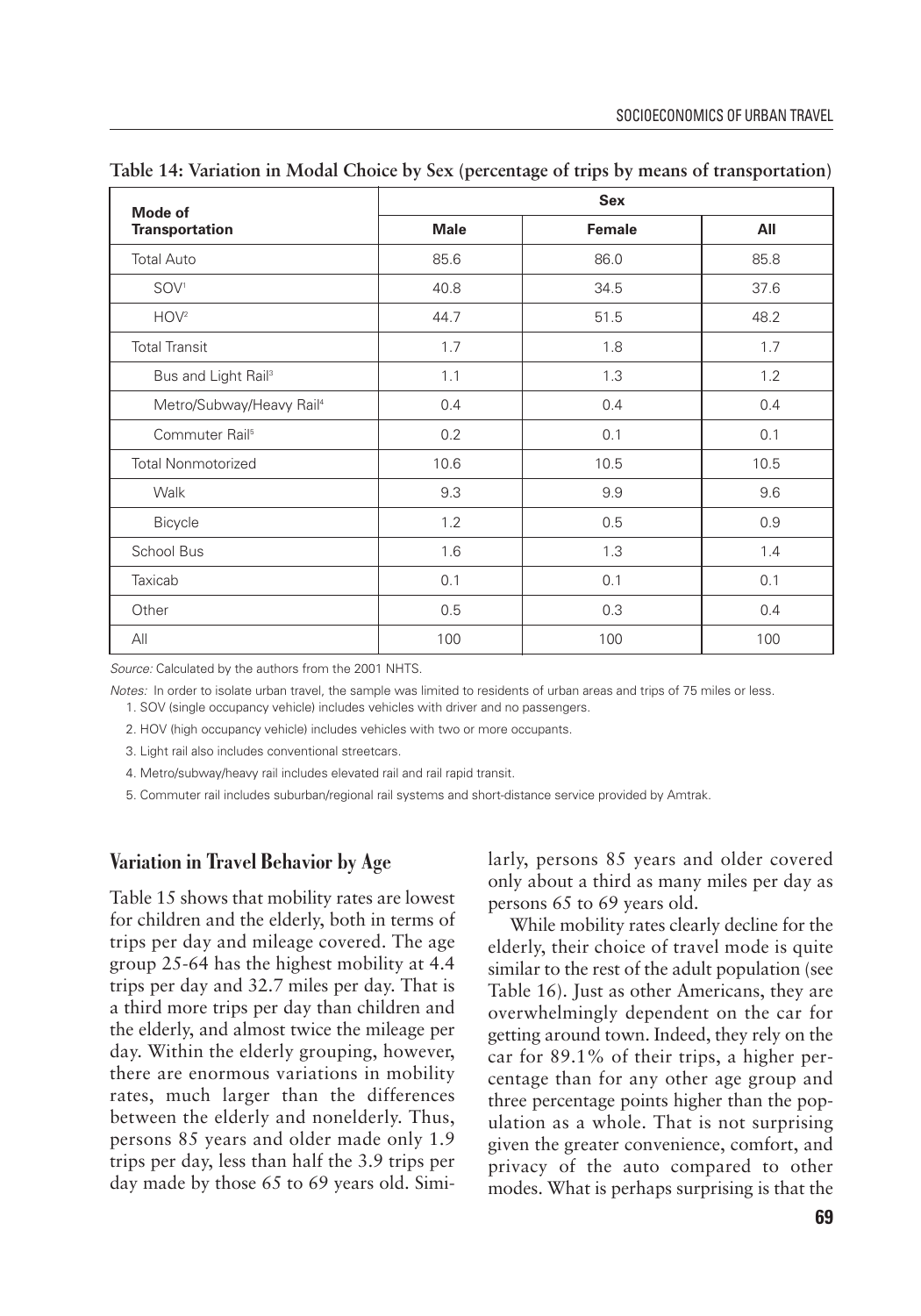**Table 14: Variation in Modal Choice by Sex (percentage of trips by means of transportation)**

| Mode of Transportation | Sex | | |
|---|---|---|---|
| | Male | Female | All |
| Total Auto | 85.6 | 86.0 | 85.8 |
| SOV[1] | 40.8 | 34.5 | 37.6 |
| HOV[2] | 44.7 | 51.5 | 48.2 |
| Total Transit | 1.7 | 1.8 | 1.7 |
| Bus and Light Rail[3] | 1.1 | 1.3 | 1.2 |
| Metro/Subway/Heavy Rail[4] | 0.4 | 0.4 | 0.4 |
| Commuter Rail[5] | 0.2 | 0.1 | 0.1 |
| Total Nonmotorized | 10.6 | 10.5 | 10.5 |
| Walk | 9.3 | 9.9 | 9.6 |
| Bicycle | 1.2 | 0.5 | 0.9 |
| School Bus | 1.6 | 1.3 | 1.4 |
| Taxicab | 0.1 | 0.1 | 0.1 |
| Other | 0.5 | 0.3 | 0.4 |
| All | 100 | 100 | 100 |

*Source:* Calculated by the authors from the 2001 NHTS.

*Notes:* In order to isolate urban travel, the sample was limited to residents of urban areas and trips of 75 miles or less.

1. SOV (single occupancy vehicle) includes vehicles with driver and no passengers.
2. HOV (high occupancy vehicle) includes vehicles with two or more occupants.
3. Light rail also includes conventional streetcars.
4. Metro/subway/heavy rail includes elevated rail and rail rapid transit.
5. Commuter rail includes suburban/regional rail systems and short-distance service provided by Amtrak.

## Variation in Travel Behavior by Age

Table 15 shows that mobility rates are lowest for children and the elderly, both in terms of trips per day and mileage covered. The age group 25-64 has the highest mobility at 4.4 trips per day and 32.7 miles per day. That is a third more trips per day than children and the elderly, and almost twice the mileage per day. Within the elderly grouping, however, there are enormous variations in mobility rates, much larger than the differences between the elderly and nonelderly. Thus, persons 85 years and older made only 1.9 trips per day, less than half the 3.9 trips per day made by those 65 to 69 years old. Similarly, persons 85 years and older covered only about a third as many miles per day as persons 65 to 69 years old.

While mobility rates clearly decline for the elderly, their choice of travel mode is quite similar to the rest of the adult population (see Table 16). Just as other Americans, they are overwhelmingly dependent on the car for getting around town. Indeed, they rely on the car for 89.1% of their trips, a higher percentage than for any other age group and three percentage points higher than the population as a whole. That is not surprising given the greater convenience, comfort, and privacy of the auto compared to other modes. What is perhaps surprising is that the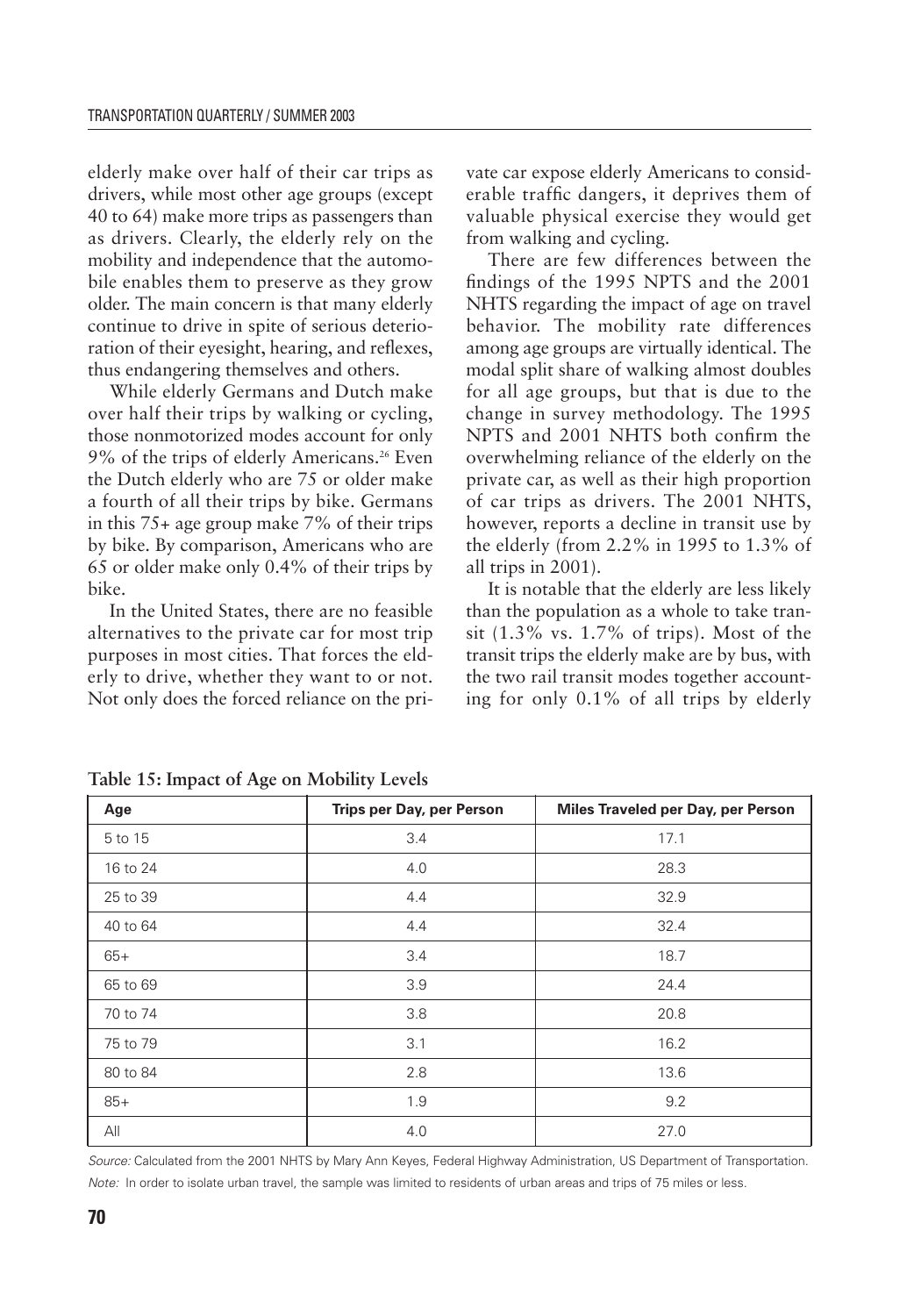elderly make over half of their car trips as drivers, while most other age groups (except 40 to 64) make more trips as passengers than as drivers. Clearly, the elderly rely on the mobility and independence that the automobile enables them to preserve as they grow older. The main concern is that many elderly continue to drive in spite of serious deterioration of their eyesight, hearing, and reflexes, thus endangering themselves and others.

While elderly Germans and Dutch make over half their trips by walking or cycling, those nonmotorized modes account for only 9% of the trips of elderly Americans.[26] Even the Dutch elderly who are 75 or older make a fourth of all their trips by bike. Germans in this 75+ age group make 7% of their trips by bike. By comparison, Americans who are 65 or older make only 0.4% of their trips by bike.

In the United States, there are no feasible alternatives to the private car for most trip purposes in most cities. That forces the elderly to drive, whether they want to or not. Not only does the forced reliance on the private car expose elderly Americans to considerable traffic dangers, it deprives them of valuable physical exercise they would get from walking and cycling.

There are few differences between the findings of the 1995 NPTS and the 2001 NHTS regarding the impact of age on travel behavior. The mobility rate differences among age groups are virtually identical. The modal split share of walking almost doubles for all age groups, but that is due to the change in survey methodology. The 1995 NPTS and 2001 NHTS both confirm the overwhelming reliance of the elderly on the private car, as well as their high proportion of car trips as drivers. The 2001 NHTS, however, reports a decline in transit use by the elderly (from 2.2% in 1995 to 1.3% of all trips in 2001).

It is notable that the elderly are less likely than the population as a whole to take transit (1.3% vs. 1.7% of trips). Most of the transit trips the elderly make are by bus, with the two rail transit modes together accounting for only 0.1% of all trips by elderly

**Table 15: Impact of Age on Mobility Levels**

| Age | Trips per Day, per Person | Miles Traveled per Day, per Person |
|---|---|---|
| 5 to 15 | 3.4 | 17.1 |
| 16 to 24 | 4.0 | 28.3 |
| 25 to 39 | 4.4 | 32.9 |
| 40 to 64 | 4.4 | 32.4 |
| 65+ | 3.4 | 18.7 |
| 65 to 69 | 3.9 | 24.4 |
| 70 to 74 | 3.8 | 20.8 |
| 75 to 79 | 3.1 | 16.2 |
| 80 to 84 | 2.8 | 13.6 |
| 85+ | 1.9 | 9.2 |
| All | 4.0 | 27.0 |

*Source:* Calculated from the 2001 NHTS by Mary Ann Keyes, Federal Highway Administration, US Department of Transportation.

*Note:* In order to isolate urban travel, the sample was limited to residents of urban areas and trips of 75 miles or less.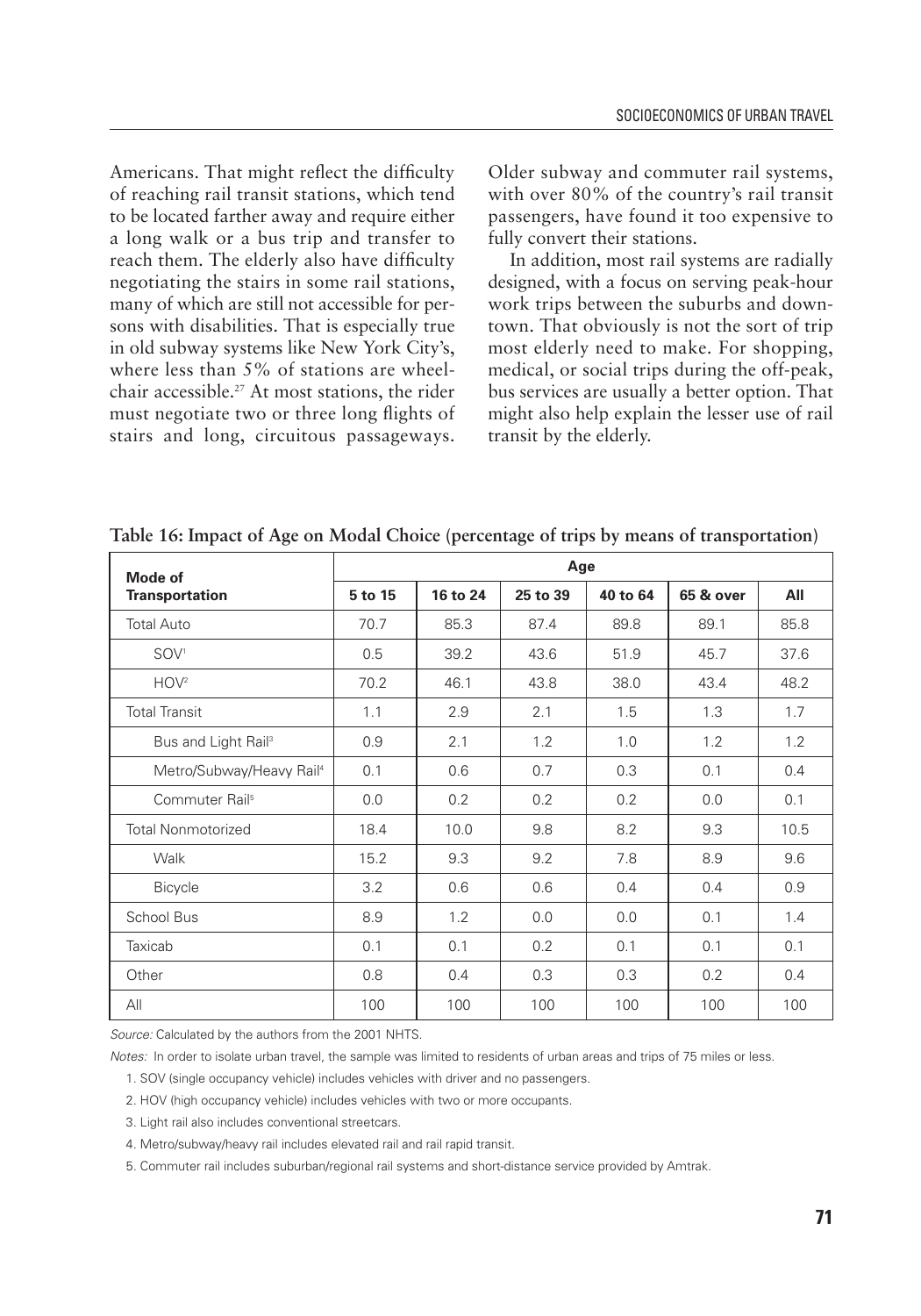Americans. That might reflect the difficulty of reaching rail transit stations, which tend to be located farther away and require either a long walk or a bus trip and transfer to reach them. The elderly also have difficulty negotiating the stairs in some rail stations, many of which are still not accessible for persons with disabilities. That is especially true in old subway systems like New York City's, where less than 5% of stations are wheelchair accessible.[27] At most stations, the rider must negotiate two or three long flights of stairs and long, circuitous passageways. Older subway and commuter rail systems, with over 80% of the country's rail transit passengers, have found it too expensive to fully convert their stations.

In addition, most rail systems are radially designed, with a focus on serving peak-hour work trips between the suburbs and downtown. That obviously is not the sort of trip most elderly need to make. For shopping, medical, or social trips during the off-peak, bus services are usually a better option. That might also help explain the lesser use of rail transit by the elderly.

**Table 16: Impact of Age on Modal Choice (percentage of trips by means of transportation)**

| Mode of Transportation | Age | | | | | |
|---|---|---|---|---|---|---|
| | 5 to 15 | 16 to 24 | 25 to 39 | 40 to 64 | 65 & over | All |
| Total Auto | 70.7 | 85.3 | 87.4 | 89.8 | 89.1 | 85.8 |
| SOV[1] | 0.5 | 39.2 | 43.6 | 51.9 | 45.7 | 37.6 |
| HOV[2] | 70.2 | 46.1 | 43.8 | 38.0 | 43.4 | 48.2 |
| Total Transit | 1.1 | 2.9 | 2.1 | 1.5 | 1.3 | 1.7 |
| Bus and Light Rail[3] | 0.9 | 2.1 | 1.2 | 1.0 | 1.2 | 1.2 |
| Metro/Subway/Heavy Rail[4] | 0.1 | 0.6 | 0.7 | 0.3 | 0.1 | 0.4 |
| Commuter Rail[5] | 0.0 | 0.2 | 0.2 | 0.2 | 0.0 | 0.1 |
| Total Nonmotorized | 18.4 | 10.0 | 9.8 | 8.2 | 9.3 | 10.5 |
| Walk | 15.2 | 9.3 | 9.2 | 7.8 | 8.9 | 9.6 |
| Bicycle | 3.2 | 0.6 | 0.6 | 0.4 | 0.4 | 0.9 |
| School Bus | 8.9 | 1.2 | 0.0 | 0.0 | 0.1 | 1.4 |
| Taxicab | 0.1 | 0.1 | 0.2 | 0.1 | 0.1 | 0.1 |
| Other | 0.8 | 0.4 | 0.3 | 0.3 | 0.2 | 0.4 |
| All | 100 | 100 | 100 | 100 | 100 | 100 |

*Source:* Calculated by the authors from the 2001 NHTS.

*Notes:* In order to isolate urban travel, the sample was limited to residents of urban areas and trips of 75 miles or less.

1. SOV (single occupancy vehicle) includes vehicles with driver and no passengers.
2. HOV (high occupancy vehicle) includes vehicles with two or more occupants.
3. Light rail also includes conventional streetcars.
4. Metro/subway/heavy rail includes elevated rail and rail rapid transit.
5. Commuter rail includes suburban/regional rail systems and short-distance service provided by Amtrak.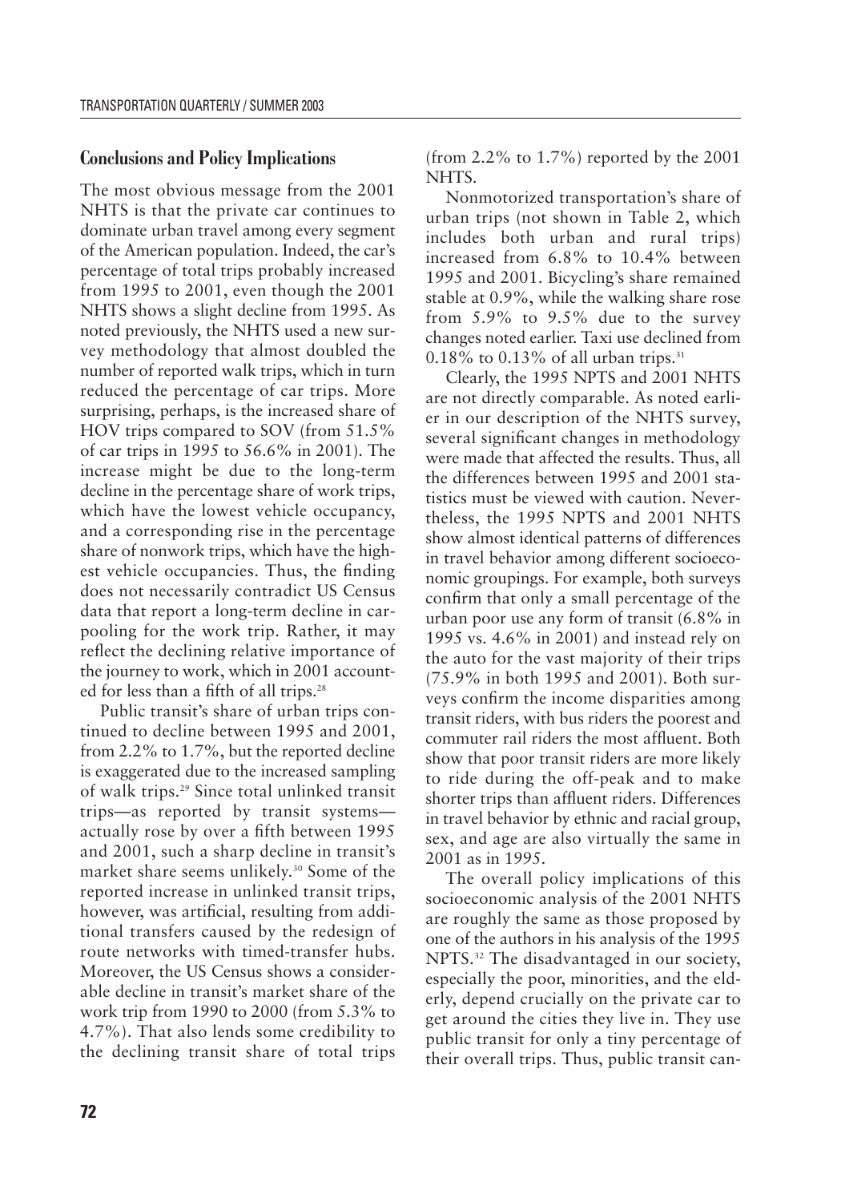## Conclusions and Policy Implications

The most obvious message from the 2001 NHTS is that the private car continues to dominate urban travel among every segment of the American population. Indeed, the car's percentage of total trips probably increased from 1995 to 2001, even though the 2001 NHTS shows a slight decline from 1995. As noted previously, the NHTS used a new survey methodology that almost doubled the number of reported walk trips, which in turn reduced the percentage of car trips. More surprising, perhaps, is the increased share of HOV trips compared to SOV (from 51.5% of car trips in 1995 to 56.6% in 2001). The increase might be due to the long-term decline in the percentage share of work trips, which have the lowest vehicle occupancy, and a corresponding rise in the percentage share of nonwork trips, which have the highest vehicle occupancies. Thus, the finding does not necessarily contradict US Census data that report a long-term decline in carpooling for the work trip. Rather, it may reflect the declining relative importance of the journey to work, which in 2001 accounted for less than a fifth of all trips.[28]

Public transit's share of urban trips continued to decline between 1995 and 2001, from 2.2% to 1.7%, but the reported decline is exaggerated due to the increased sampling of walk trips.[29] Since total unlinked transit trips—as reported by transit systems—actually rose by over a fifth between 1995 and 2001, such a sharp decline in transit's market share seems unlikely.[30] Some of the reported increase in unlinked transit trips, however, was artificial, resulting from additional transfers caused by the redesign of route networks with timed-transfer hubs. Moreover, the US Census shows a considerable decline in transit's market share of the work trip from 1990 to 2000 (from 5.3% to 4.7%). That also lends some credibility to the declining transit share of total trips (from 2.2% to 1.7%) reported by the 2001 NHTS.

Nonmotorized transportation's share of urban trips (not shown in Table 2, which includes both urban and rural trips) increased from 6.8% to 10.4% between 1995 and 2001. Bicycling's share remained stable at 0.9%, while the walking share rose from 5.9% to 9.5% due to the survey changes noted earlier. Taxi use declined from 0.18% to 0.13% of all urban trips.[31]

Clearly, the 1995 NPTS and 2001 NHTS are not directly comparable. As noted earlier in our description of the NHTS survey, several significant changes in methodology were made that affected the results. Thus, all the differences between 1995 and 2001 statistics must be viewed with caution. Nevertheless, the 1995 NPTS and 2001 NHTS show almost identical patterns of differences in travel behavior among different socioeconomic groupings. For example, both surveys confirm that only a small percentage of the urban poor use any form of transit (6.8% in 1995 vs. 4.6% in 2001) and instead rely on the auto for the vast majority of their trips (75.9% in both 1995 and 2001). Both surveys confirm the income disparities among transit riders, with bus riders the poorest and commuter rail riders the most affluent. Both show that poor transit riders are more likely to ride during the off-peak and to make shorter trips than affluent riders. Differences in travel behavior by ethnic and racial group, sex, and age are also virtually the same in 2001 as in 1995.

The overall policy implications of this socioeconomic analysis of the 2001 NHTS are roughly the same as those proposed by one of the authors in his analysis of the 1995 NPTS.[32] The disadvantaged in our society, especially the poor, minorities, and the elderly, depend crucially on the private car to get around the cities they live in. They use public transit for only a tiny percentage of their overall trips. Thus, public transit can-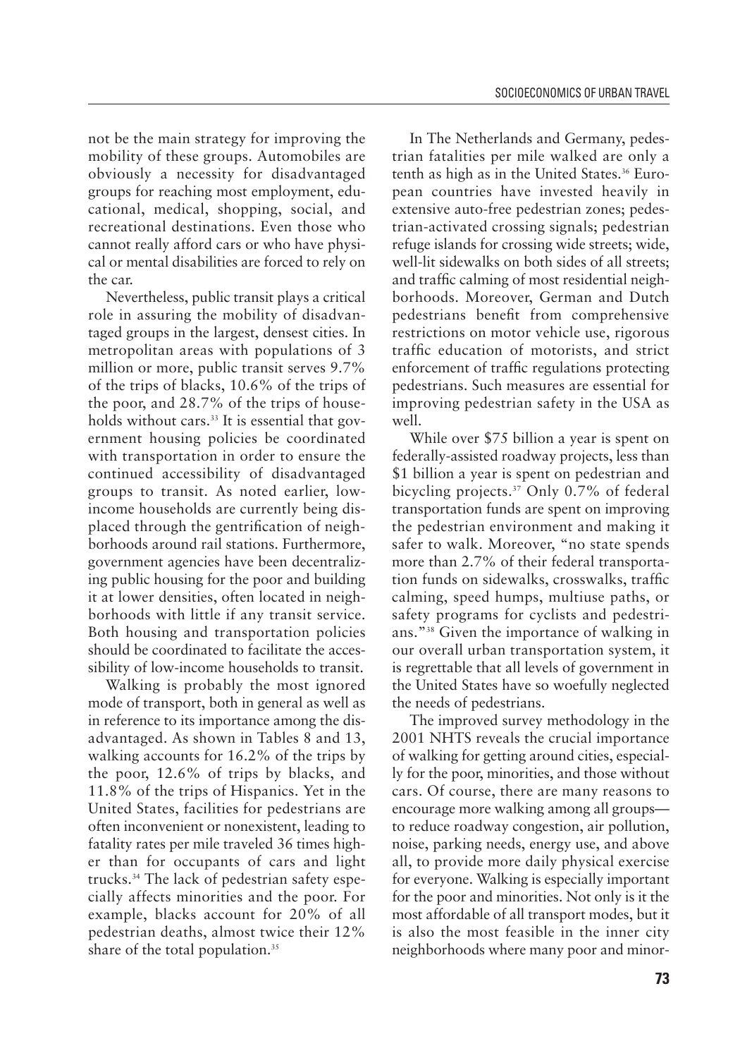not be the main strategy for improving the mobility of these groups. Automobiles are obviously a necessity for disadvantaged groups for reaching most employment, educational, medical, shopping, social, and recreational destinations. Even those who cannot really afford cars or who have physical or mental disabilities are forced to rely on the car.

Nevertheless, public transit plays a critical role in assuring the mobility of disadvantaged groups in the largest, densest cities. In metropolitan areas with populations of 3 million or more, public transit serves 9.7% of the trips of blacks, 10.6% of the trips of the poor, and 28.7% of the trips of households without cars.[33] It is essential that government housing policies be coordinated with transportation in order to ensure the continued accessibility of disadvantaged groups to transit. As noted earlier, low-income households are currently being displaced through the gentrification of neighborhoods around rail stations. Furthermore, government agencies have been decentralizing public housing for the poor and building it at lower densities, often located in neighborhoods with little if any transit service. Both housing and transportation policies should be coordinated to facilitate the accessibility of low-income households to transit.

Walking is probably the most ignored mode of transport, both in general as well as in reference to its importance among the disadvantaged. As shown in Tables 8 and 13, walking accounts for 16.2% of the trips by the poor, 12.6% of trips by blacks, and 11.8% of the trips of Hispanics. Yet in the United States, facilities for pedestrians are often inconvenient or nonexistent, leading to fatality rates per mile traveled 36 times higher than for occupants of cars and light trucks.[34] The lack of pedestrian safety especially affects minorities and the poor. For example, blacks account for 20% of all pedestrian deaths, almost twice their 12% share of the total population.[35]

In The Netherlands and Germany, pedestrian fatalities per mile walked are only a tenth as high as in the United States.[36] European countries have invested heavily in extensive auto-free pedestrian zones; pedestrian-activated crossing signals; pedestrian refuge islands for crossing wide streets; wide, well-lit sidewalks on both sides of all streets; and traffic calming of most residential neighborhoods. Moreover, German and Dutch pedestrians benefit from comprehensive restrictions on motor vehicle use, rigorous traffic education of motorists, and strict enforcement of traffic regulations protecting pedestrians. Such measures are essential for improving pedestrian safety in the USA as well.

While over $75 billion a year is spent on federally-assisted roadway projects, less than $1 billion a year is spent on pedestrian and bicycling projects.[37] Only 0.7% of federal transportation funds are spent on improving the pedestrian environment and making it safer to walk. Moreover, "no state spends more than 2.7% of their federal transportation funds on sidewalks, crosswalks, traffic calming, speed humps, multiuse paths, or safety programs for cyclists and pedestrians."[38] Given the importance of walking in our overall urban transportation system, it is regrettable that all levels of government in the United States have so woefully neglected the needs of pedestrians.

The improved survey methodology in the 2001 NHTS reveals the crucial importance of walking for getting around cities, especially for the poor, minorities, and those without cars. Of course, there are many reasons to encourage more walking among all groups—to reduce roadway congestion, air pollution, noise, parking needs, energy use, and above all, to provide more daily physical exercise for everyone. Walking is especially important for the poor and minorities. Not only is it the most affordable of all transport modes, but it is also the most feasible in the inner city neighborhoods where many poor and minor-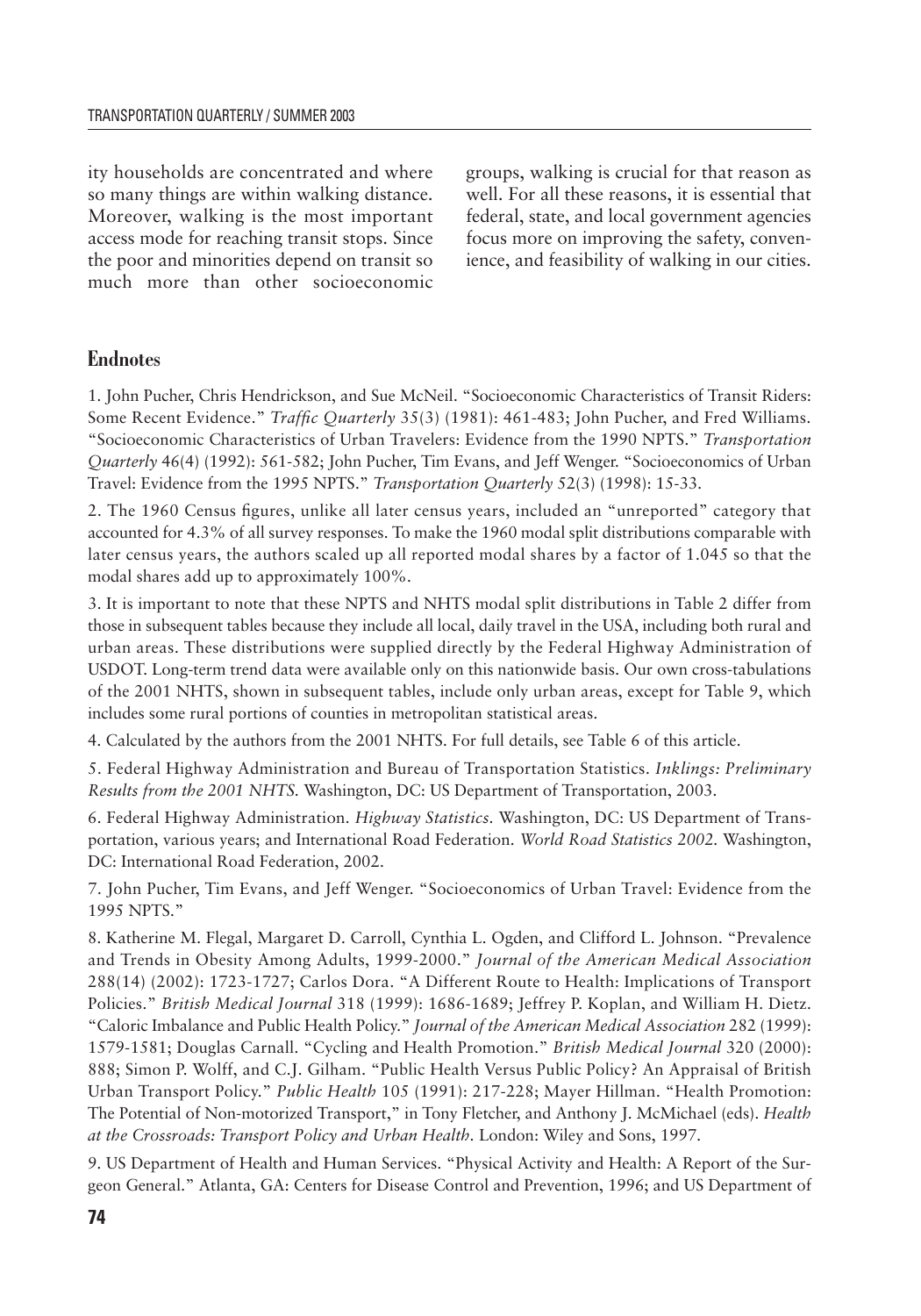ity households are concentrated and where so many things are within walking distance. Moreover, walking is the most important access mode for reaching transit stops. Since the poor and minorities depend on transit so much more than other socioeconomic groups, walking is crucial for that reason as well. For all these reasons, it is essential that federal, state, and local government agencies focus more on improving the safety, convenience, and feasibility of walking in our cities.

## Endnotes

1. John Pucher, Chris Hendrickson, and Sue McNeil. "Socioeconomic Characteristics of Transit Riders: Some Recent Evidence." *Traffic Quarterly* 35(3) (1981): 461-483; John Pucher, and Fred Williams. "Socioeconomic Characteristics of Urban Travelers: Evidence from the 1990 NPTS." *Transportation Quarterly* 46(4) (1992): 561-582; John Pucher, Tim Evans, and Jeff Wenger. "Socioeconomics of Urban Travel: Evidence from the 1995 NPTS." *Transportation Quarterly* 52(3) (1998): 15-33.

2. The 1960 Census figures, unlike all later census years, included an "unreported" category that accounted for 4.3% of all survey responses. To make the 1960 modal split distributions comparable with later census years, the authors scaled up all reported modal shares by a factor of 1.045 so that the modal shares add up to approximately 100%.

3. It is important to note that these NPTS and NHTS modal split distributions in Table 2 differ from those in subsequent tables because they include all local, daily travel in the USA, including both rural and urban areas. These distributions were supplied directly by the Federal Highway Administration of USDOT. Long-term trend data were available only on this nationwide basis. Our own cross-tabulations of the 2001 NHTS, shown in subsequent tables, include only urban areas, except for Table 9, which includes some rural portions of counties in metropolitan statistical areas.

4. Calculated by the authors from the 2001 NHTS. For full details, see Table 6 of this article.

5. Federal Highway Administration and Bureau of Transportation Statistics. *Inklings: Preliminary Results from the 2001 NHTS.* Washington, DC: US Department of Transportation, 2003.

6. Federal Highway Administration. *Highway Statistics.* Washington, DC: US Department of Transportation, various years; and International Road Federation. *World Road Statistics 2002.* Washington, DC: International Road Federation, 2002.

7. John Pucher, Tim Evans, and Jeff Wenger. "Socioeconomics of Urban Travel: Evidence from the 1995 NPTS."

8. Katherine M. Flegal, Margaret D. Carroll, Cynthia L. Ogden, and Clifford L. Johnson. "Prevalence and Trends in Obesity Among Adults, 1999-2000." *Journal of the American Medical Association* 288(14) (2002): 1723-1727; Carlos Dora. "A Different Route to Health: Implications of Transport Policies." *British Medical Journal* 318 (1999): 1686-1689; Jeffrey P. Koplan, and William H. Dietz. "Caloric Imbalance and Public Health Policy." *Journal of the American Medical Association* 282 (1999): 1579-1581; Douglas Carnall. "Cycling and Health Promotion." *British Medical Journal* 320 (2000): 888; Simon P. Wolff, and C.J. Gilham. "Public Health Versus Public Policy? An Appraisal of British Urban Transport Policy." *Public Health* 105 (1991): 217-228; Mayer Hillman. "Health Promotion: The Potential of Non-motorized Transport," in Tony Fletcher, and Anthony J. McMichael (eds). *Health at the Crossroads: Transport Policy and Urban Health.* London: Wiley and Sons, 1997.

9. US Department of Health and Human Services. "Physical Activity and Health: A Report of the Surgeon General." Atlanta, GA: Centers for Disease Control and Prevention, 1996; and US Department of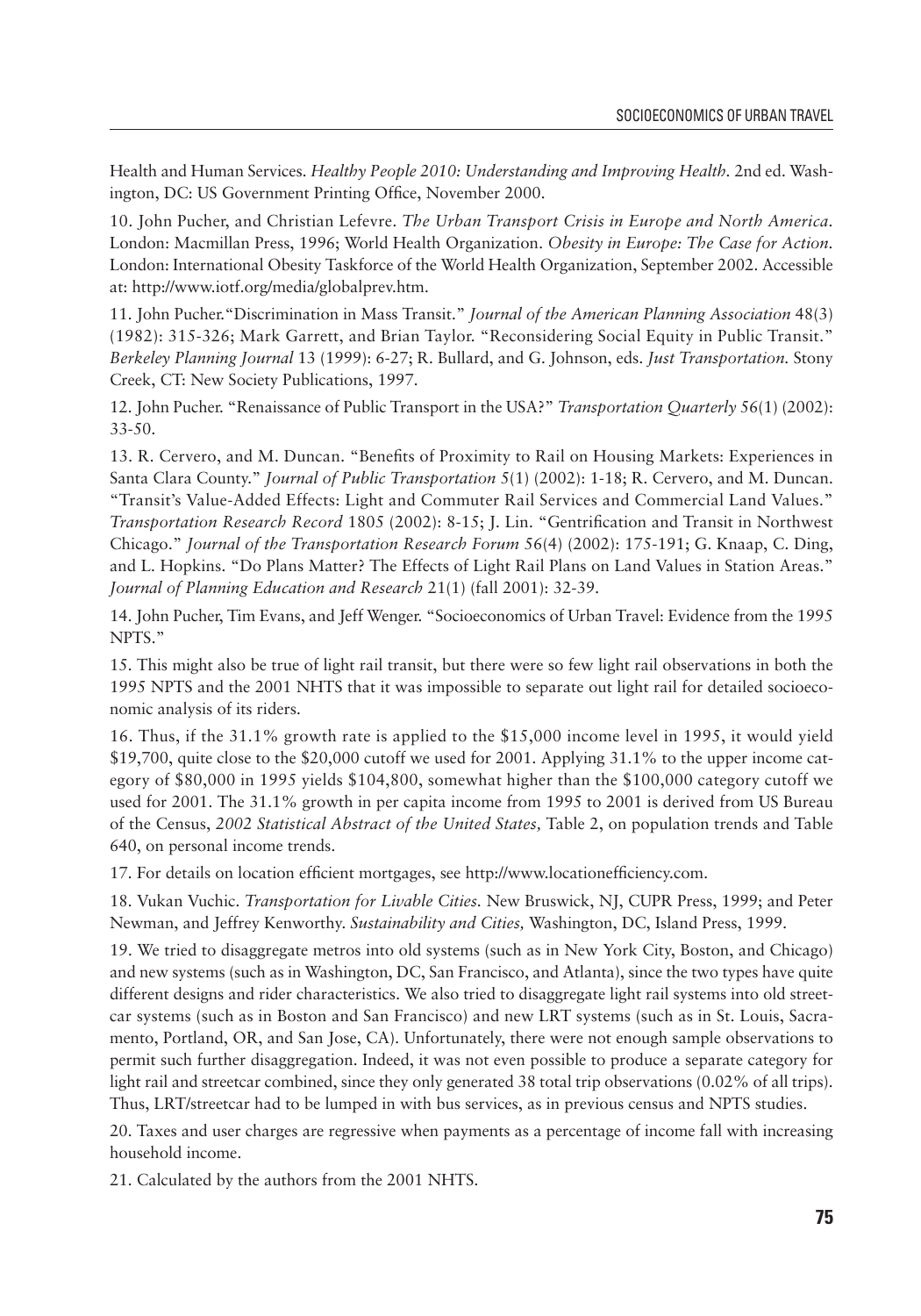Health and Human Services. *Healthy People 2010: Understanding and Improving Health.* 2nd ed. Washington, DC: US Government Printing Office, November 2000.

10. John Pucher, and Christian Lefevre. *The Urban Transport Crisis in Europe and North America.* London: Macmillan Press, 1996; World Health Organization. *Obesity in Europe: The Case for Action.* London: International Obesity Taskforce of the World Health Organization, September 2002. Accessible at: http://www.iotf.org/media/globalprev.htm.

11. John Pucher."Discrimination in Mass Transit." *Journal of the American Planning Association* 48(3) (1982): 315-326; Mark Garrett, and Brian Taylor. "Reconsidering Social Equity in Public Transit." *Berkeley Planning Journal* 13 (1999): 6-27; R. Bullard, and G. Johnson, eds. *Just Transportation.* Stony Creek, CT: New Society Publications, 1997.

12. John Pucher. "Renaissance of Public Transport in the USA?" *Transportation Quarterly* 56(1) (2002): 33-50.

13. R. Cervero, and M. Duncan. "Benefits of Proximity to Rail on Housing Markets: Experiences in Santa Clara County." *Journal of Public Transportation* 5(1) (2002): 1-18; R. Cervero, and M. Duncan. "Transit's Value-Added Effects: Light and Commuter Rail Services and Commercial Land Values." *Transportation Research Record* 1805 (2002): 8-15; J. Lin. "Gentrification and Transit in Northwest Chicago." *Journal of the Transportation Research Forum* 56(4) (2002): 175-191; G. Knaap, C. Ding, and L. Hopkins. "Do Plans Matter? The Effects of Light Rail Plans on Land Values in Station Areas." *Journal of Planning Education and Research* 21(1) (fall 2001): 32-39.

14. John Pucher, Tim Evans, and Jeff Wenger. "Socioeconomics of Urban Travel: Evidence from the 1995 NPTS."

15. This might also be true of light rail transit, but there were so few light rail observations in both the 1995 NPTS and the 2001 NHTS that it was impossible to separate out light rail for detailed socioeconomic analysis of its riders.

16. Thus, if the 31.1% growth rate is applied to the $15,000 income level in 1995, it would yield $19,700, quite close to the $20,000 cutoff we used for 2001. Applying 31.1% to the upper income category of $80,000 in 1995 yields $104,800, somewhat higher than the $100,000 category cutoff we used for 2001. The 31.1% growth in per capita income from 1995 to 2001 is derived from US Bureau of the Census, *2002 Statistical Abstract of the United States,* Table 2, on population trends and Table 640, on personal income trends.

17. For details on location efficient mortgages, see http://www.locationefficiency.com.

18. Vukan Vuchic. *Transportation for Livable Cities.* New Bruswick, NJ, CUPR Press, 1999; and Peter Newman, and Jeffrey Kenworthy. *Sustainability and Cities,* Washington, DC, Island Press, 1999.

19. We tried to disaggregate metros into old systems (such as in New York City, Boston, and Chicago) and new systems (such as in Washington, DC, San Francisco, and Atlanta), since the two types have quite different designs and rider characteristics. We also tried to disaggregate light rail systems into old streetcar systems (such as in Boston and San Francisco) and new LRT systems (such as in St. Louis, Sacramento, Portland, OR, and San Jose, CA). Unfortunately, there were not enough sample observations to permit such further disaggregation. Indeed, it was not even possible to produce a separate category for light rail and streetcar combined, since they only generated 38 total trip observations (0.02% of all trips). Thus, LRT/streetcar had to be lumped in with bus services, as in previous census and NPTS studies.

20. Taxes and user charges are regressive when payments as a percentage of income fall with increasing household income.

21. Calculated by the authors from the 2001 NHTS.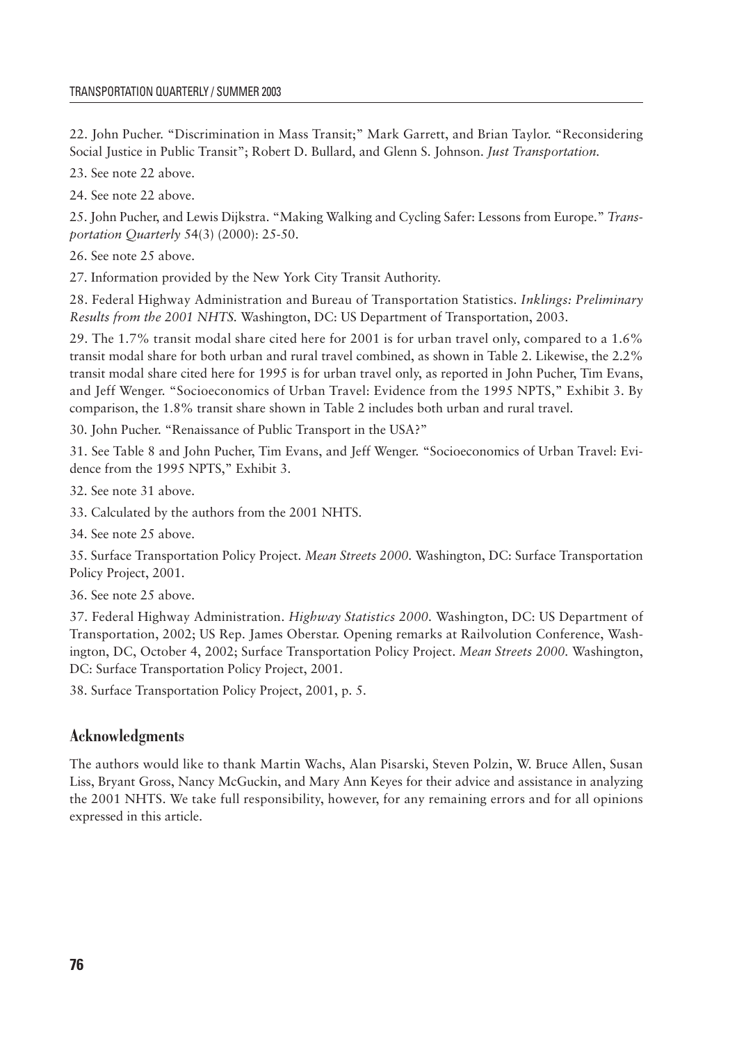22. John Pucher. "Discrimination in Mass Transit;" Mark Garrett, and Brian Taylor. "Reconsidering Social Justice in Public Transit"; Robert D. Bullard, and Glenn S. Johnson. *Just Transportation.*

23. See note 22 above.

24. See note 22 above.

25. John Pucher, and Lewis Dijkstra. "Making Walking and Cycling Safer: Lessons from Europe." *Transportation Quarterly* 54(3) (2000): 25-50.

26. See note 25 above.

27. Information provided by the New York City Transit Authority.

28. Federal Highway Administration and Bureau of Transportation Statistics. *Inklings: Preliminary Results from the 2001 NHTS.* Washington, DC: US Department of Transportation, 2003.

29. The 1.7% transit modal share cited here for 2001 is for urban travel only, compared to a 1.6% transit modal share for both urban and rural travel combined, as shown in Table 2. Likewise, the 2.2% transit modal share cited here for 1995 is for urban travel only, as reported in John Pucher, Tim Evans, and Jeff Wenger. "Socioeconomics of Urban Travel: Evidence from the 1995 NPTS," Exhibit 3. By comparison, the 1.8% transit share shown in Table 2 includes both urban and rural travel.

30. John Pucher. "Renaissance of Public Transport in the USA?"

31. See Table 8 and John Pucher, Tim Evans, and Jeff Wenger. "Socioeconomics of Urban Travel: Evidence from the 1995 NPTS," Exhibit 3.

32. See note 31 above.

33. Calculated by the authors from the 2001 NHTS.

34. See note 25 above.

35. Surface Transportation Policy Project. *Mean Streets 2000.* Washington, DC: Surface Transportation Policy Project, 2001.

36. See note 25 above.

37. Federal Highway Administration. *Highway Statistics 2000.* Washington, DC: US Department of Transportation, 2002; US Rep. James Oberstar. Opening remarks at Railvolution Conference, Washington, DC, October 4, 2002; Surface Transportation Policy Project. *Mean Streets 2000.* Washington, DC: Surface Transportation Policy Project, 2001.

38. Surface Transportation Policy Project, 2001, p. 5.

## Acknowledgments

The authors would like to thank Martin Wachs, Alan Pisarski, Steven Polzin, W. Bruce Allen, Susan Liss, Bryant Gross, Nancy McGuckin, and Mary Ann Keyes for their advice and assistance in analyzing the 2001 NHTS. We take full responsibility, however, for any remaining errors and for all opinions expressed in this article.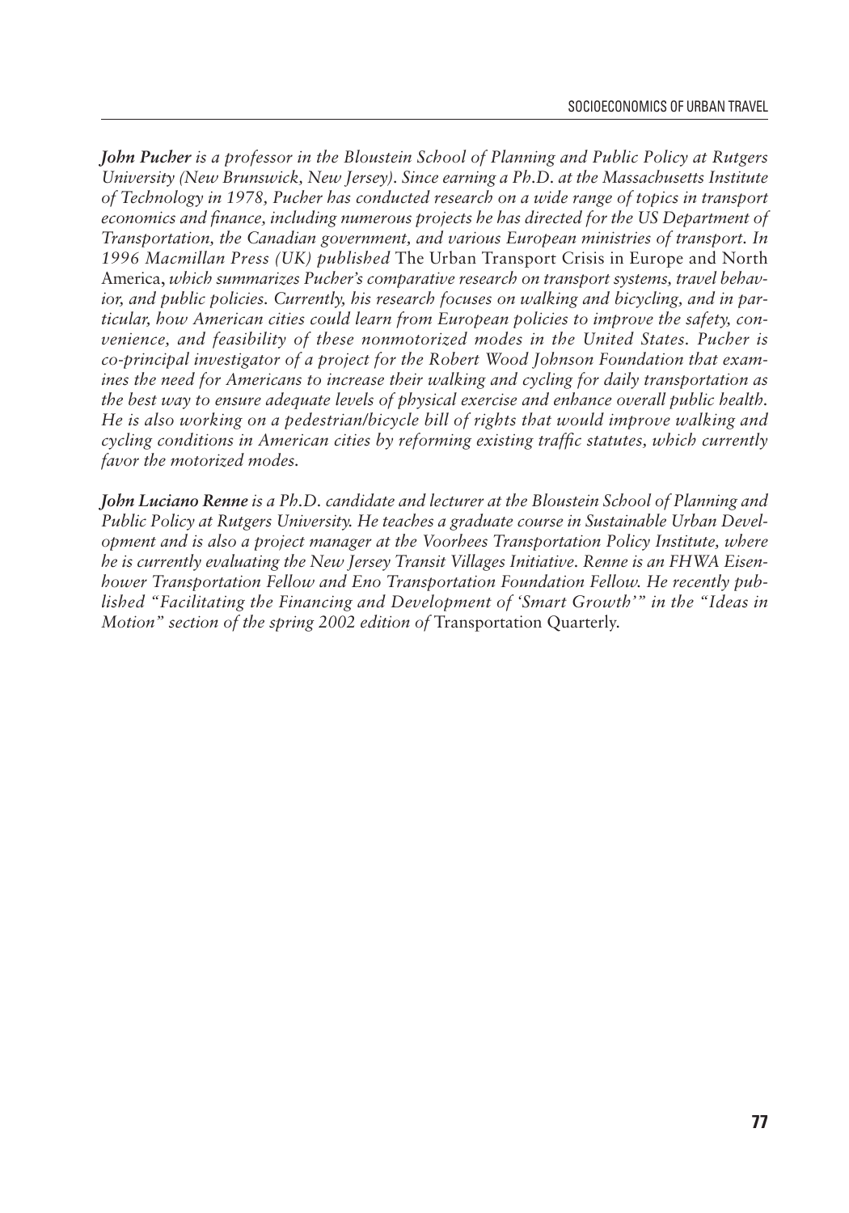***John Pucher*** *is a professor in the Bloustein School of Planning and Public Policy at Rutgers University (New Brunswick, New Jersey). Since earning a Ph.D. at the Massachusetts Institute of Technology in 1978, Pucher has conducted research on a wide range of topics in transport economics and finance, including numerous projects he has directed for the US Department of Transportation, the Canadian government, and various European ministries of transport. In 1996 Macmillan Press (UK) published* The Urban Transport Crisis in Europe and North America, *which summarizes Pucher's comparative research on transport systems, travel behavior, and public policies. Currently, his research focuses on walking and bicycling, and in particular, how American cities could learn from European policies to improve the safety, convenience, and feasibility of these nonmotorized modes in the United States. Pucher is co-principal investigator of a project for the Robert Wood Johnson Foundation that examines the need for Americans to increase their walking and cycling for daily transportation as the best way to ensure adequate levels of physical exercise and enhance overall public health. He is also working on a pedestrian/bicycle bill of rights that would improve walking and cycling conditions in American cities by reforming existing traffic statutes, which currently favor the motorized modes.*

***John Luciano Renne*** *is a Ph.D. candidate and lecturer at the Bloustein School of Planning and Public Policy at Rutgers University. He teaches a graduate course in Sustainable Urban Development and is also a project manager at the Voorhees Transportation Policy Institute, where he is currently evaluating the New Jersey Transit Villages Initiative. Renne is an FHWA Eisenhower Transportation Fellow and Eno Transportation Foundation Fellow. He recently published "Facilitating the Financing and Development of 'Smart Growth'" in the "Ideas in Motion" section of the spring 2002 edition of* Transportation Quarterly.